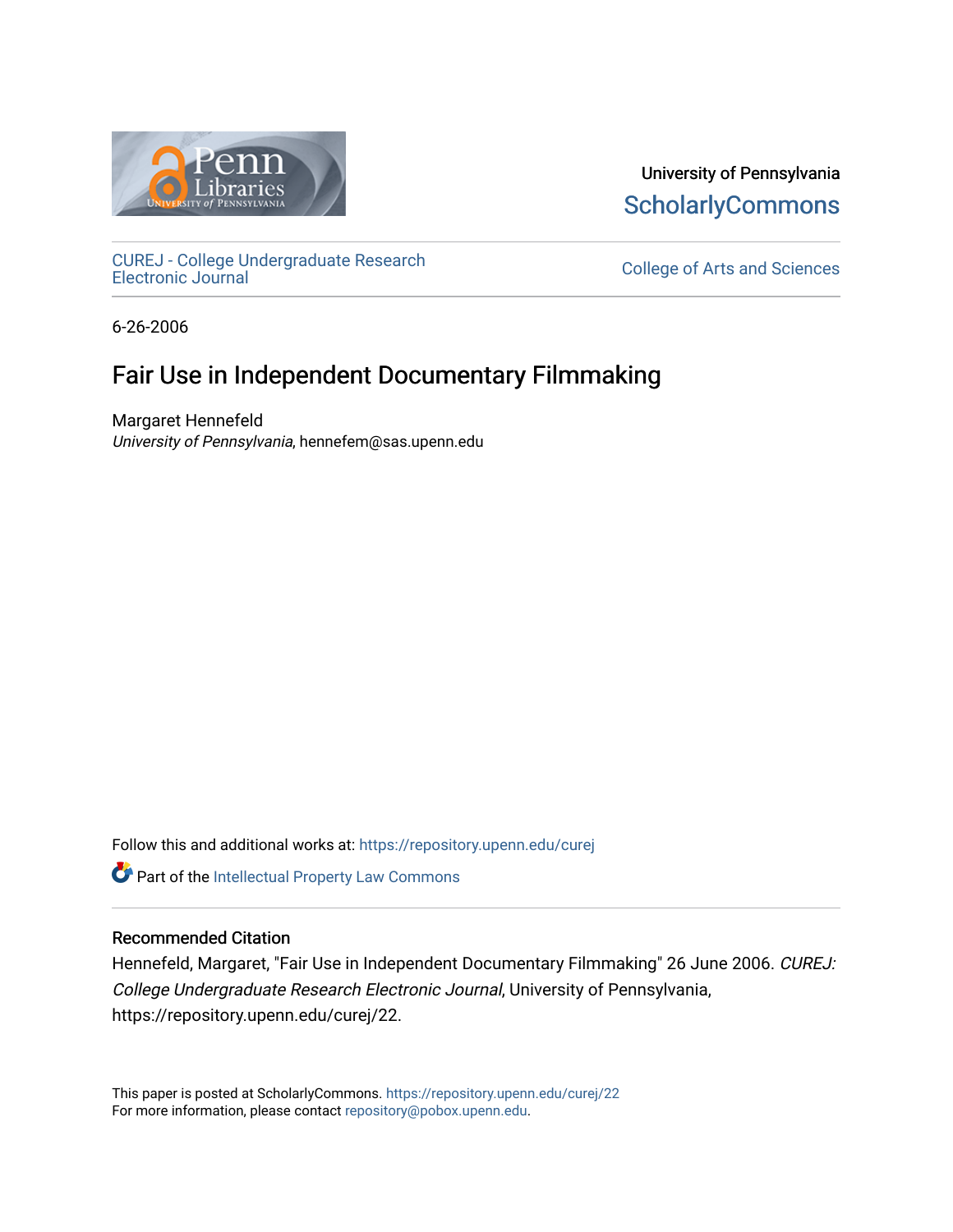University of Pennsylvania
ScholarlyCommons

CUREJ - College Undergraduate Research Electronic Journal

College of Arts and Sciences

6-26-2006

# Fair Use in Independent Documentary Filmmaking

Margaret Hennefeld
*University of Pennsylvania*, hennefem@sas.upenn.edu

Follow this and additional works at: https://repository.upenn.edu/curej

Part of the Intellectual Property Law Commons

## Recommended Citation

Hennefeld, Margaret, "Fair Use in Independent Documentary Filmmaking" 26 June 2006. *CUREJ: College Undergraduate Research Electronic Journal*, University of Pennsylvania, https://repository.upenn.edu/curej/22.

This paper is posted at ScholarlyCommons. https://repository.upenn.edu/curej/22
For more information, please contact repository@pobox.upenn.edu.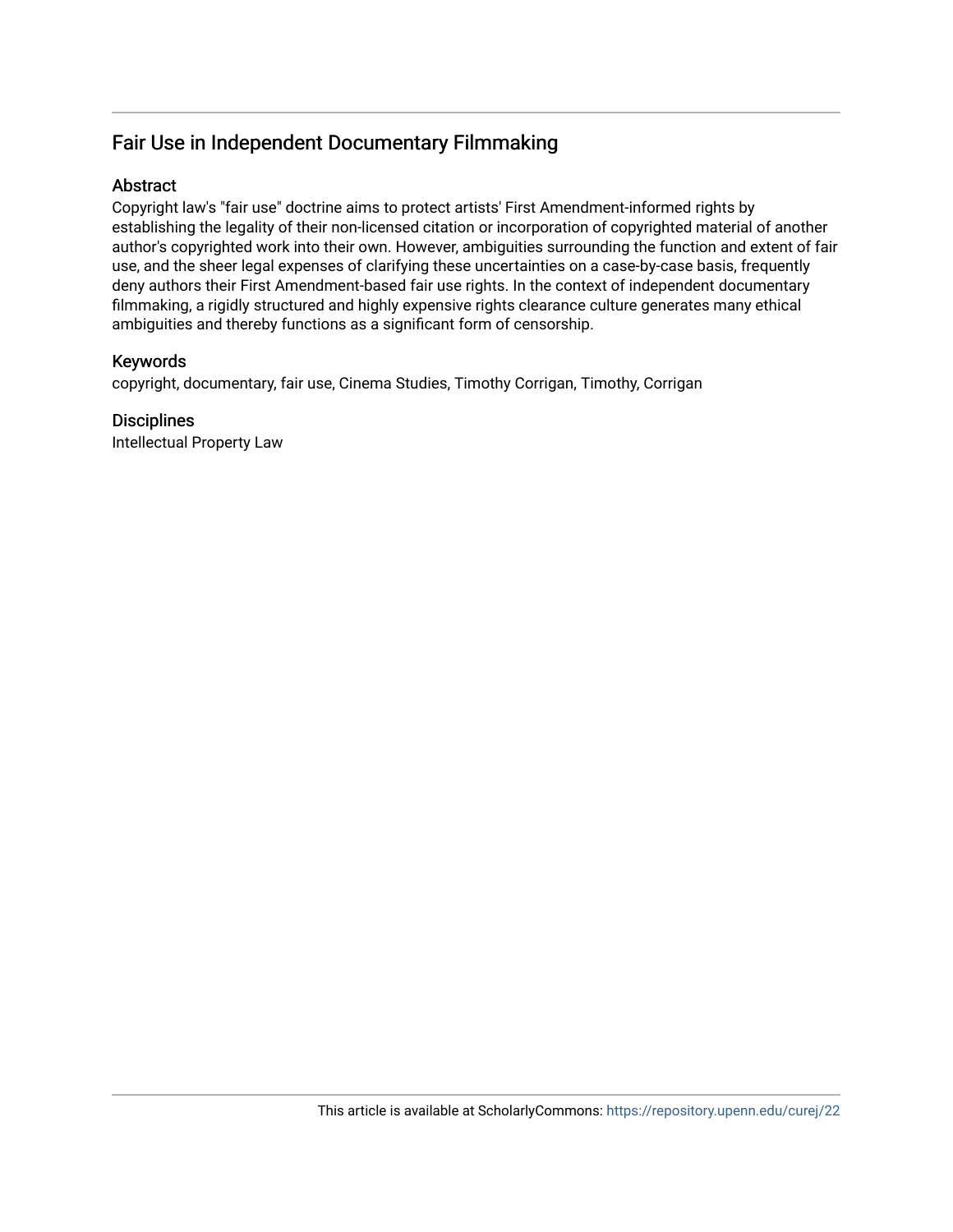## Fair Use in Independent Documentary Filmmaking

### Abstract

Copyright law's "fair use" doctrine aims to protect artists' First Amendment-informed rights by establishing the legality of their non-licensed citation or incorporation of copyrighted material of another author's copyrighted work into their own. However, ambiguities surrounding the function and extent of fair use, and the sheer legal expenses of clarifying these uncertainties on a case-by-case basis, frequently deny authors their First Amendment-based fair use rights. In the context of independent documentary filmmaking, a rigidly structured and highly expensive rights clearance culture generates many ethical ambiguities and thereby functions as a significant form of censorship.

### Keywords

copyright, documentary, fair use, Cinema Studies, Timothy Corrigan, Timothy, Corrigan

### Disciplines

Intellectual Property Law

This article is available at ScholarlyCommons: https://repository.upenn.edu/curej/22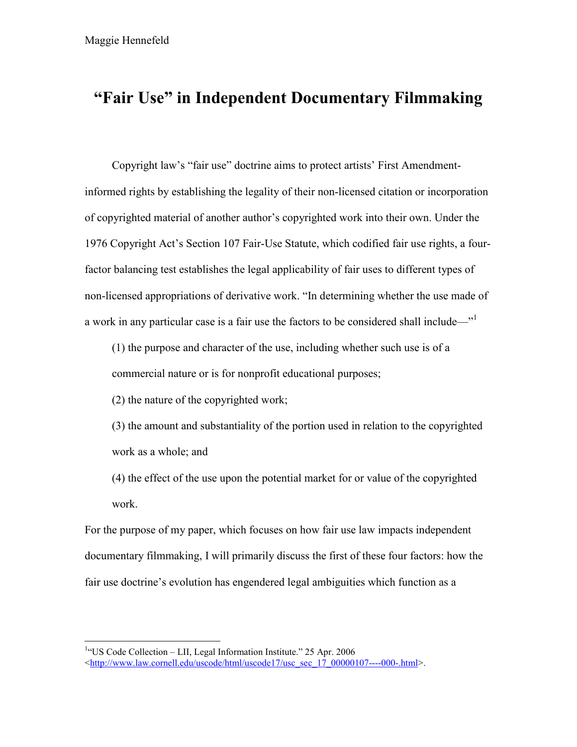# "Fair Use" in Independent Documentary Filmmaking

Copyright law's "fair use" doctrine aims to protect artists' First Amendment-informed rights by establishing the legality of their non-licensed citation or incorporation of copyrighted material of another author's copyrighted work into their own. Under the 1976 Copyright Act's Section 107 Fair-Use Statute, which codified fair use rights, a four-factor balancing test establishes the legal applicability of fair uses to different types of non-licensed appropriations of derivative work. "In determining whether the use made of a work in any particular case is a fair use the factors to be considered shall include—"[1]

> (1) the purpose and character of the use, including whether such use is of a commercial nature or is for nonprofit educational purposes;
>
> (2) the nature of the copyrighted work;
>
> (3) the amount and substantiality of the portion used in relation to the copyrighted work as a whole; and
>
> (4) the effect of the use upon the potential market for or value of the copyrighted work.

For the purpose of my paper, which focuses on how fair use law impacts independent documentary filmmaking, I will primarily discuss the first of these four factors: how the fair use doctrine's evolution has engendered legal ambiguities which function as a

---

[1] "US Code Collection – LII, Legal Information Institute." 25 Apr. 2006 <http://www.law.cornell.edu/uscode/html/uscode17/usc_sec_17_00000107----000-.html>.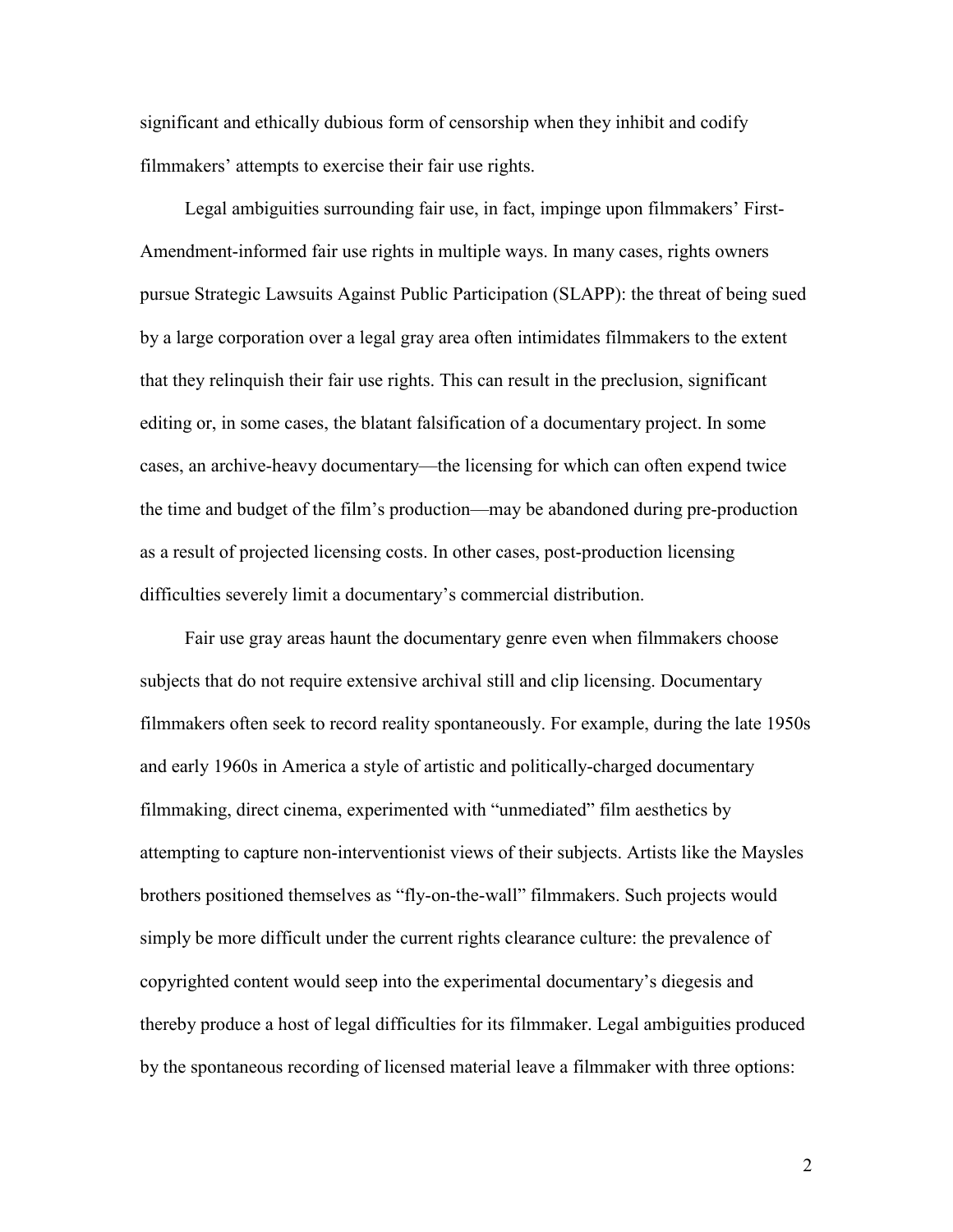significant and ethically dubious form of censorship when they inhibit and codify filmmakers' attempts to exercise their fair use rights.

Legal ambiguities surrounding fair use, in fact, impinge upon filmmakers' First-Amendment-informed fair use rights in multiple ways. In many cases, rights owners pursue Strategic Lawsuits Against Public Participation (SLAPP): the threat of being sued by a large corporation over a legal gray area often intimidates filmmakers to the extent that they relinquish their fair use rights. This can result in the preclusion, significant editing or, in some cases, the blatant falsification of a documentary project. In some cases, an archive-heavy documentary—the licensing for which can often expend twice the time and budget of the film's production—may be abandoned during pre-production as a result of projected licensing costs. In other cases, post-production licensing difficulties severely limit a documentary's commercial distribution.

Fair use gray areas haunt the documentary genre even when filmmakers choose subjects that do not require extensive archival still and clip licensing. Documentary filmmakers often seek to record reality spontaneously. For example, during the late 1950s and early 1960s in America a style of artistic and politically-charged documentary filmmaking, direct cinema, experimented with "unmediated" film aesthetics by attempting to capture non-interventionist views of their subjects. Artists like the Maysles brothers positioned themselves as "fly-on-the-wall" filmmakers. Such projects would simply be more difficult under the current rights clearance culture: the prevalence of copyrighted content would seep into the experimental documentary's diegesis and thereby produce a host of legal difficulties for its filmmaker. Legal ambiguities produced by the spontaneous recording of licensed material leave a filmmaker with three options: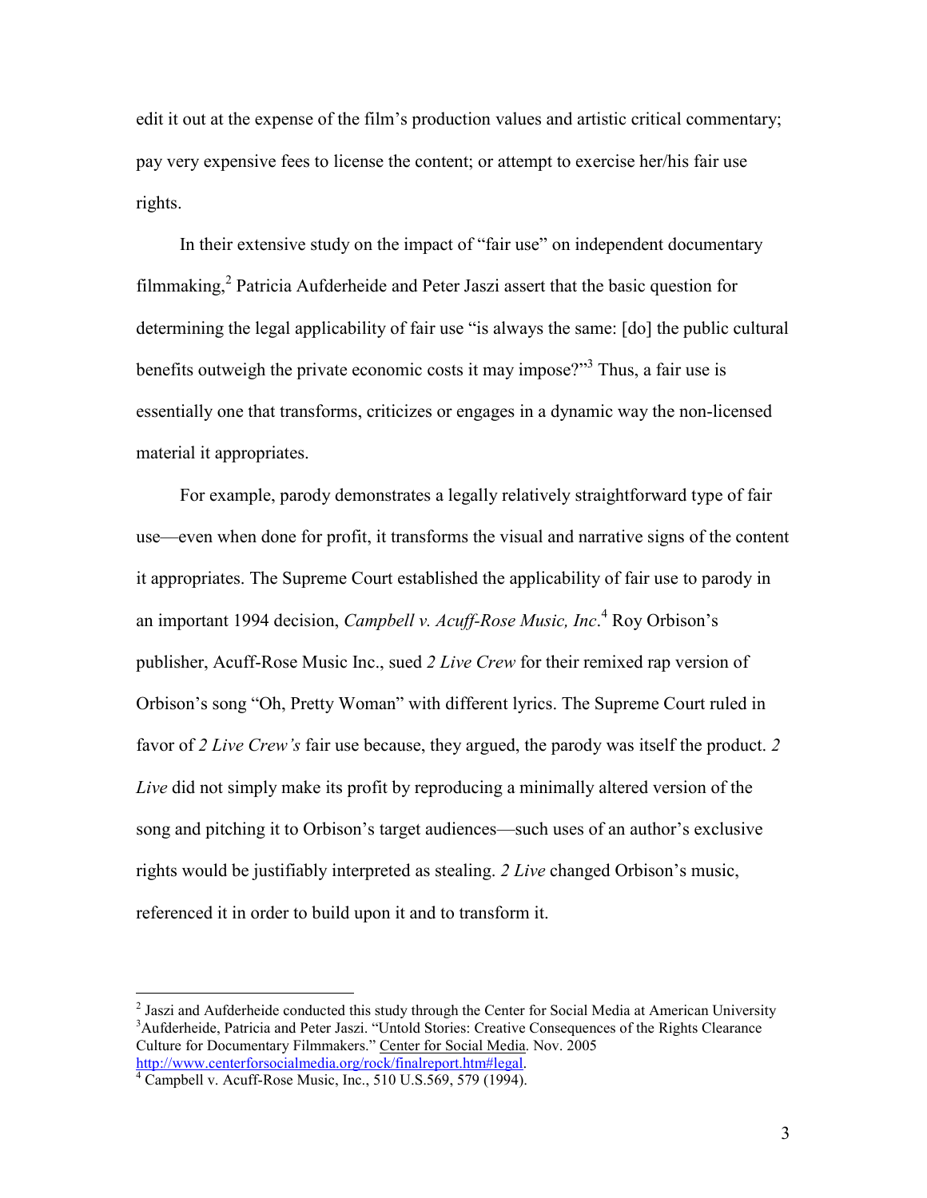edit it out at the expense of the film's production values and artistic critical commentary; pay very expensive fees to license the content; or attempt to exercise her/his fair use rights.

In their extensive study on the impact of "fair use" on independent documentary filmmaking,[2] Patricia Aufderheide and Peter Jaszi assert that the basic question for determining the legal applicability of fair use "is always the same: [do] the public cultural benefits outweigh the private economic costs it may impose?"[3] Thus, a fair use is essentially one that transforms, criticizes or engages in a dynamic way the non-licensed material it appropriates.

For example, parody demonstrates a legally relatively straightforward type of fair use—even when done for profit, it transforms the visual and narrative signs of the content it appropriates. The Supreme Court established the applicability of fair use to parody in an important 1994 decision, *Campbell v. Acuff-Rose Music, Inc*.[4] Roy Orbison's publisher, Acuff-Rose Music Inc., sued *2 Live Crew* for their remixed rap version of Orbison's song "Oh, Pretty Woman" with different lyrics. The Supreme Court ruled in favor of *2 Live Crew's* fair use because, they argued, the parody was itself the product. *2 Live* did not simply make its profit by reproducing a minimally altered version of the song and pitching it to Orbison's target audiences—such uses of an author's exclusive rights would be justifiably interpreted as stealing. *2 Live* changed Orbison's music, referenced it in order to build upon it and to transform it.

---

[2] Jaszi and Aufderheide conducted this study through the Center for Social Media at American University

[3] Aufderheide, Patricia and Peter Jaszi. "Untold Stories: Creative Consequences of the Rights Clearance Culture for Documentary Filmmakers." Center for Social Media. Nov. 2005 http://www.centerforsocialmedia.org/rock/finalreport.htm#legal.

[4] Campbell v. Acuff-Rose Music, Inc., 510 U.S.569, 579 (1994).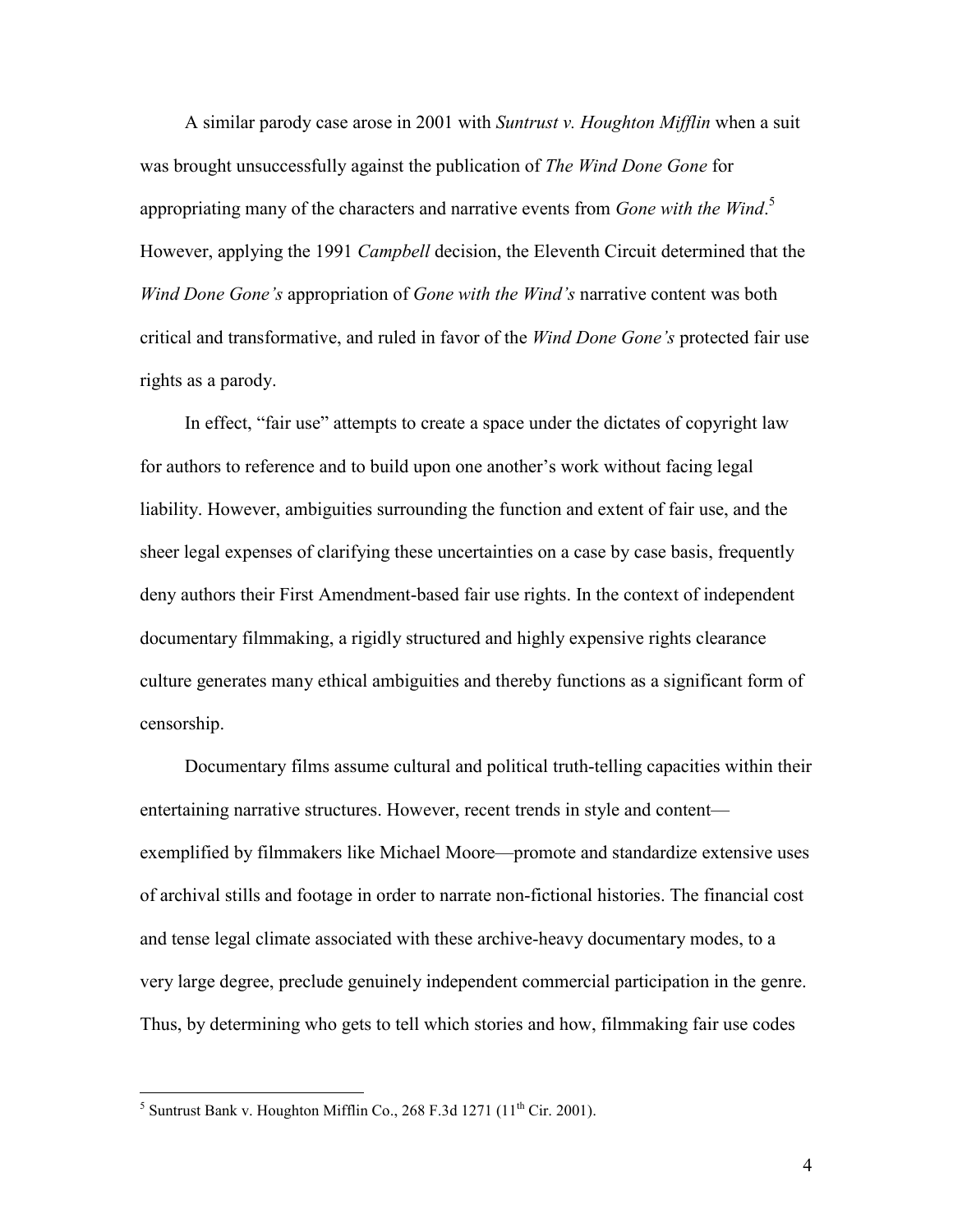A similar parody case arose in 2001 with *Suntrust v. Houghton Mifflin* when a suit was brought unsuccessfully against the publication of *The Wind Done Gone* for appropriating many of the characters and narrative events from *Gone with the Wind*.[5] However, applying the 1991 *Campbell* decision, the Eleventh Circuit determined that the *Wind Done Gone's* appropriation of *Gone with the Wind's* narrative content was both critical and transformative, and ruled in favor of the *Wind Done Gone's* protected fair use rights as a parody.

In effect, "fair use" attempts to create a space under the dictates of copyright law for authors to reference and to build upon one another's work without facing legal liability. However, ambiguities surrounding the function and extent of fair use, and the sheer legal expenses of clarifying these uncertainties on a case by case basis, frequently deny authors their First Amendment-based fair use rights. In the context of independent documentary filmmaking, a rigidly structured and highly expensive rights clearance culture generates many ethical ambiguities and thereby functions as a significant form of censorship.

Documentary films assume cultural and political truth-telling capacities within their entertaining narrative structures. However, recent trends in style and content—exemplified by filmmakers like Michael Moore—promote and standardize extensive uses of archival stills and footage in order to narrate non-fictional histories. The financial cost and tense legal climate associated with these archive-heavy documentary modes, to a very large degree, preclude genuinely independent commercial participation in the genre. Thus, by determining who gets to tell which stories and how, filmmaking fair use codes

[5] Suntrust Bank v. Houghton Mifflin Co., 268 F.3d 1271 (11th Cir. 2001).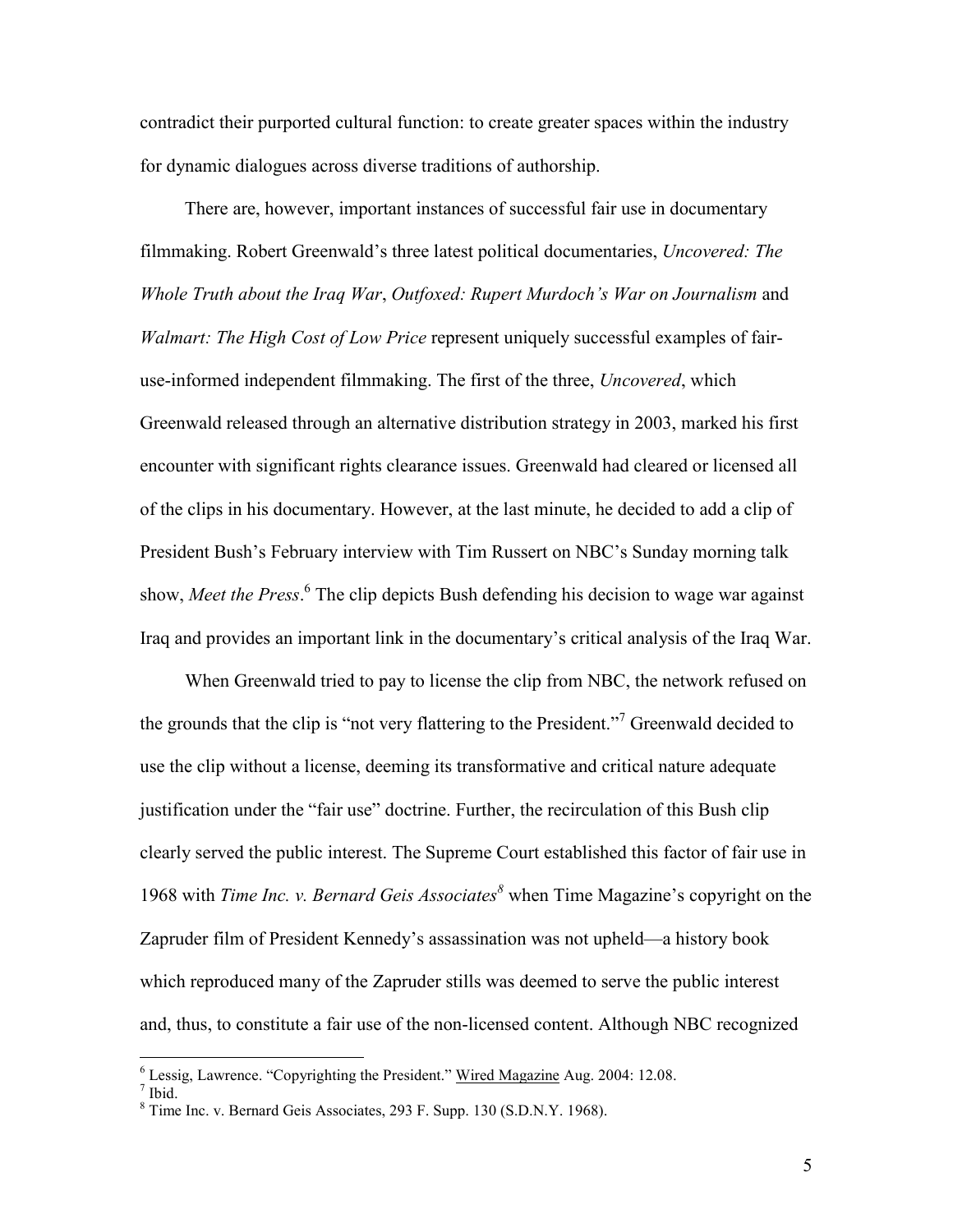contradict their purported cultural function: to create greater spaces within the industry for dynamic dialogues across diverse traditions of authorship.

There are, however, important instances of successful fair use in documentary filmmaking. Robert Greenwald's three latest political documentaries, *Uncovered: The Whole Truth about the Iraq War*, *Outfoxed: Rupert Murdoch's War on Journalism* and *Walmart: The High Cost of Low Price* represent uniquely successful examples of fair-use-informed independent filmmaking. The first of the three, *Uncovered*, which Greenwald released through an alternative distribution strategy in 2003, marked his first encounter with significant rights clearance issues. Greenwald had cleared or licensed all of the clips in his documentary. However, at the last minute, he decided to add a clip of President Bush's February interview with Tim Russert on NBC's Sunday morning talk show, *Meet the Press*.[6] The clip depicts Bush defending his decision to wage war against Iraq and provides an important link in the documentary's critical analysis of the Iraq War.

When Greenwald tried to pay to license the clip from NBC, the network refused on the grounds that the clip is "not very flattering to the President."[7] Greenwald decided to use the clip without a license, deeming its transformative and critical nature adequate justification under the "fair use" doctrine. Further, the recirculation of this Bush clip clearly served the public interest. The Supreme Court established this factor of fair use in 1968 with *Time Inc. v. Bernard Geis Associates*[8] when Time Magazine's copyright on the Zapruder film of President Kennedy's assassination was not upheld—a history book which reproduced many of the Zapruder stills was deemed to serve the public interest and, thus, to constitute a fair use of the non-licensed content. Although NBC recognized

---

[6] Lessig, Lawrence. "Copyrighting the President." Wired Magazine Aug. 2004: 12.08.

[7] Ibid.

[8] Time Inc. v. Bernard Geis Associates, 293 F. Supp. 130 (S.D.N.Y. 1968).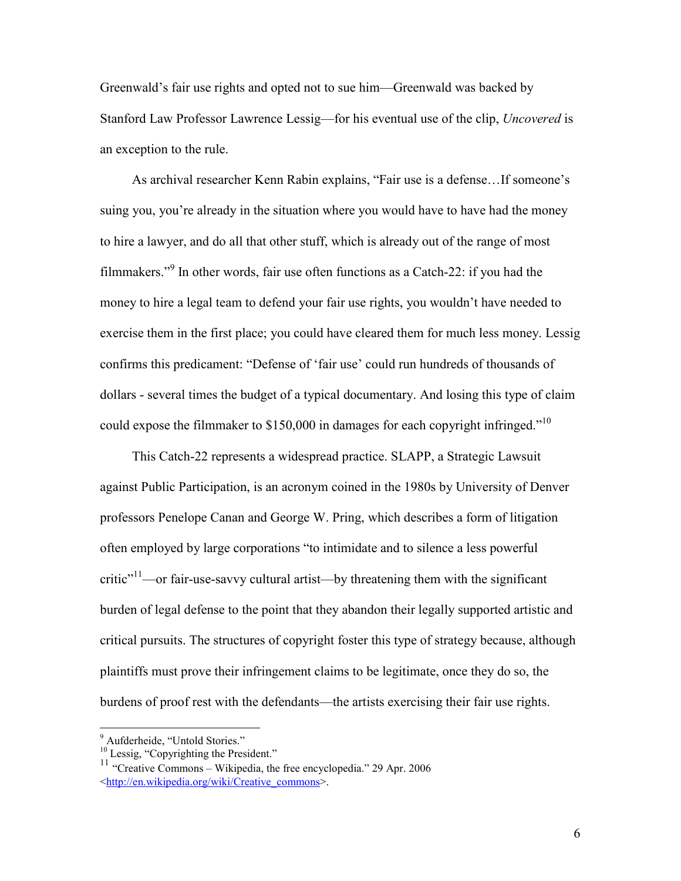Greenwald's fair use rights and opted not to sue him—Greenwald was backed by Stanford Law Professor Lawrence Lessig—for his eventual use of the clip, *Uncovered* is an exception to the rule.

As archival researcher Kenn Rabin explains, "Fair use is a defense…If someone's suing you, you're already in the situation where you would have to have had the money to hire a lawyer, and do all that other stuff, which is already out of the range of most filmmakers."[9] In other words, fair use often functions as a Catch-22: if you had the money to hire a legal team to defend your fair use rights, you wouldn't have needed to exercise them in the first place; you could have cleared them for much less money. Lessig confirms this predicament: "Defense of 'fair use' could run hundreds of thousands of dollars - several times the budget of a typical documentary. And losing this type of claim could expose the filmmaker to $150,000 in damages for each copyright infringed."[10]

This Catch-22 represents a widespread practice. SLAPP, a Strategic Lawsuit against Public Participation, is an acronym coined in the 1980s by University of Denver professors Penelope Canan and George W. Pring, which describes a form of litigation often employed by large corporations "to intimidate and to silence a less powerful critic"[11]—or fair-use-savvy cultural artist—by threatening them with the significant burden of legal defense to the point that they abandon their legally supported artistic and critical pursuits. The structures of copyright foster this type of strategy because, although plaintiffs must prove their infringement claims to be legitimate, once they do so, the burdens of proof rest with the defendants—the artists exercising their fair use rights.

---

[9] Aufderheide, "Untold Stories."

[10] Lessig, "Copyrighting the President."

[11] "Creative Commons – Wikipedia, the free encyclopedia." 29 Apr. 2006 <http://en.wikipedia.org/wiki/Creative_commons>.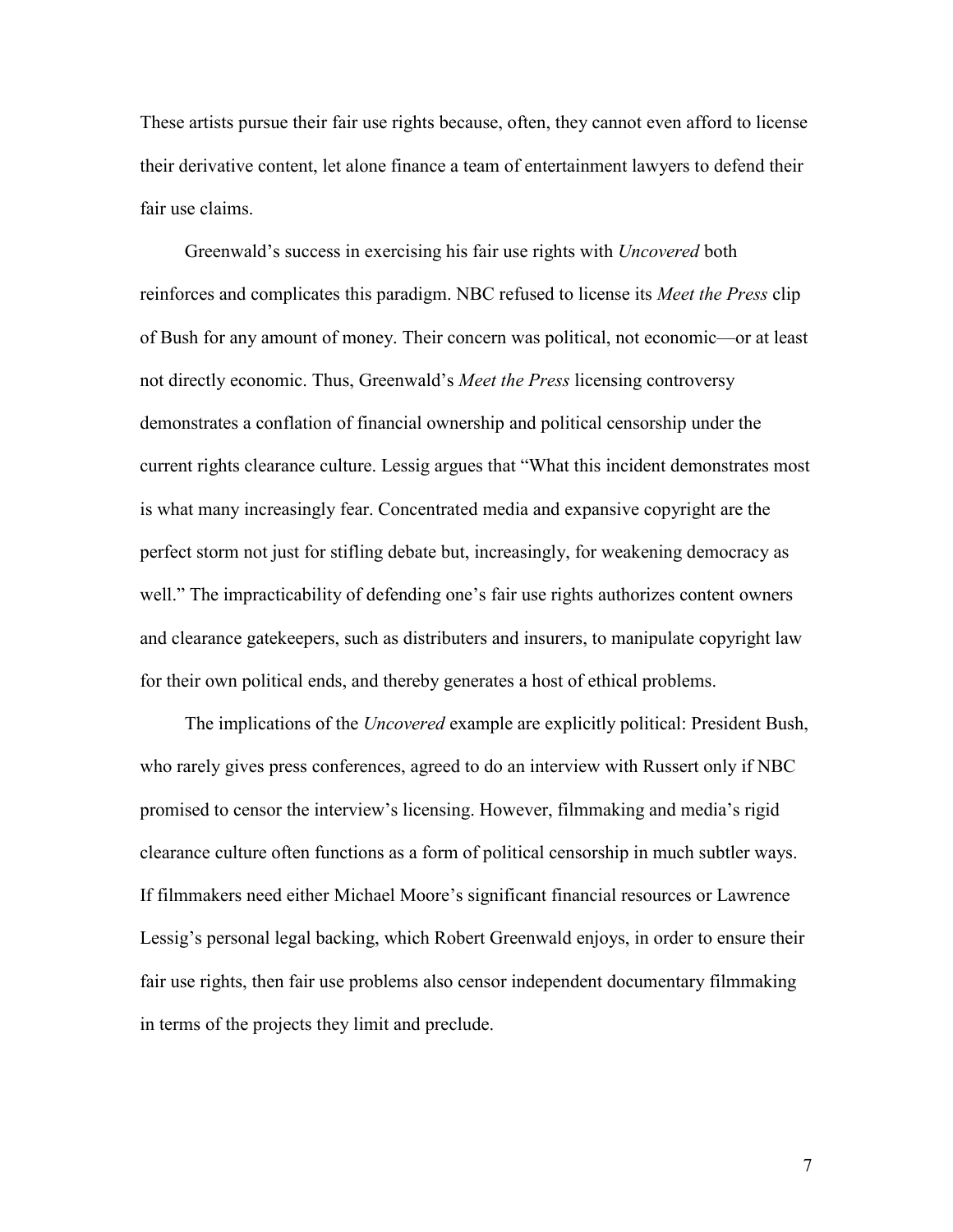These artists pursue their fair use rights because, often, they cannot even afford to license their derivative content, let alone finance a team of entertainment lawyers to defend their fair use claims.

Greenwald's success in exercising his fair use rights with *Uncovered* both reinforces and complicates this paradigm. NBC refused to license its *Meet the Press* clip of Bush for any amount of money. Their concern was political, not economic—or at least not directly economic. Thus, Greenwald's *Meet the Press* licensing controversy demonstrates a conflation of financial ownership and political censorship under the current rights clearance culture. Lessig argues that "What this incident demonstrates most is what many increasingly fear. Concentrated media and expansive copyright are the perfect storm not just for stifling debate but, increasingly, for weakening democracy as well." The impracticability of defending one's fair use rights authorizes content owners and clearance gatekeepers, such as distributers and insurers, to manipulate copyright law for their own political ends, and thereby generates a host of ethical problems.

The implications of the *Uncovered* example are explicitly political: President Bush, who rarely gives press conferences, agreed to do an interview with Russert only if NBC promised to censor the interview's licensing. However, filmmaking and media's rigid clearance culture often functions as a form of political censorship in much subtler ways. If filmmakers need either Michael Moore's significant financial resources or Lawrence Lessig's personal legal backing, which Robert Greenwald enjoys, in order to ensure their fair use rights, then fair use problems also censor independent documentary filmmaking in terms of the projects they limit and preclude.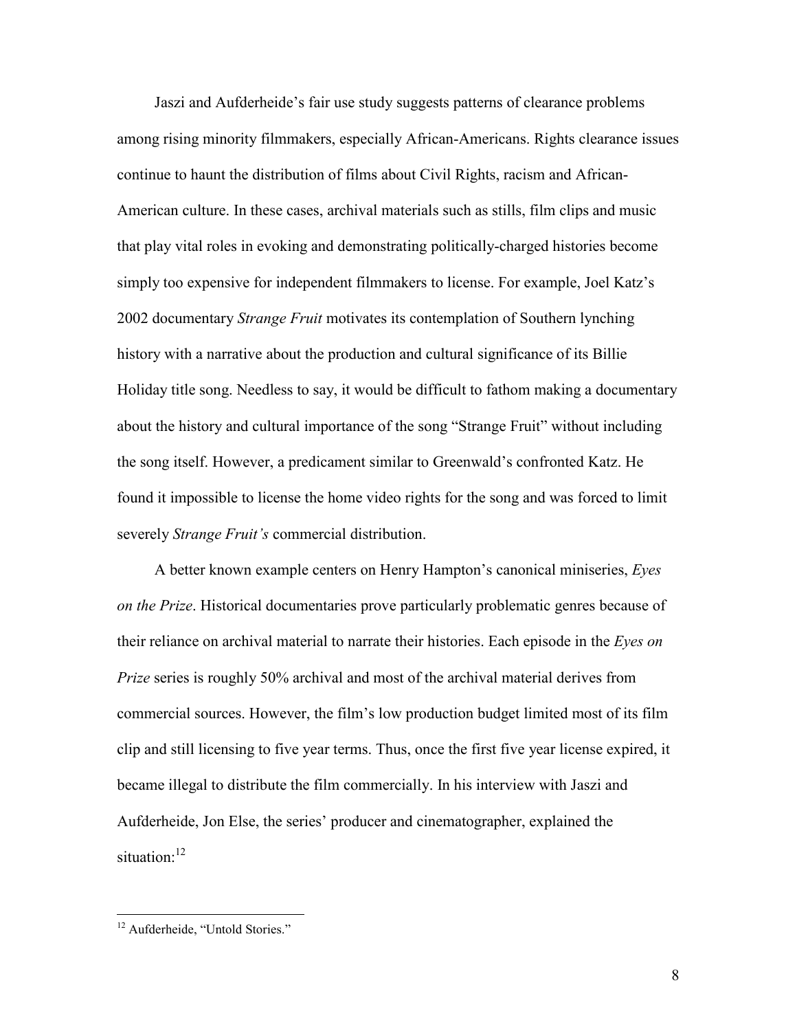Jaszi and Aufderheide's fair use study suggests patterns of clearance problems among rising minority filmmakers, especially African-Americans. Rights clearance issues continue to haunt the distribution of films about Civil Rights, racism and African-American culture. In these cases, archival materials such as stills, film clips and music that play vital roles in evoking and demonstrating politically-charged histories become simply too expensive for independent filmmakers to license. For example, Joel Katz's 2002 documentary *Strange Fruit* motivates its contemplation of Southern lynching history with a narrative about the production and cultural significance of its Billie Holiday title song. Needless to say, it would be difficult to fathom making a documentary about the history and cultural importance of the song "Strange Fruit" without including the song itself. However, a predicament similar to Greenwald's confronted Katz. He found it impossible to license the home video rights for the song and was forced to limit severely *Strange Fruit's* commercial distribution.

A better known example centers on Henry Hampton's canonical miniseries, *Eyes on the Prize*. Historical documentaries prove particularly problematic genres because of their reliance on archival material to narrate their histories. Each episode in the *Eyes on Prize* series is roughly 50% archival and most of the archival material derives from commercial sources. However, the film's low production budget limited most of its film clip and still licensing to five year terms. Thus, once the first five year license expired, it became illegal to distribute the film commercially. In his interview with Jaszi and Aufderheide, Jon Else, the series' producer and cinematographer, explained the situation:[12]

[12] Aufderheide, "Untold Stories."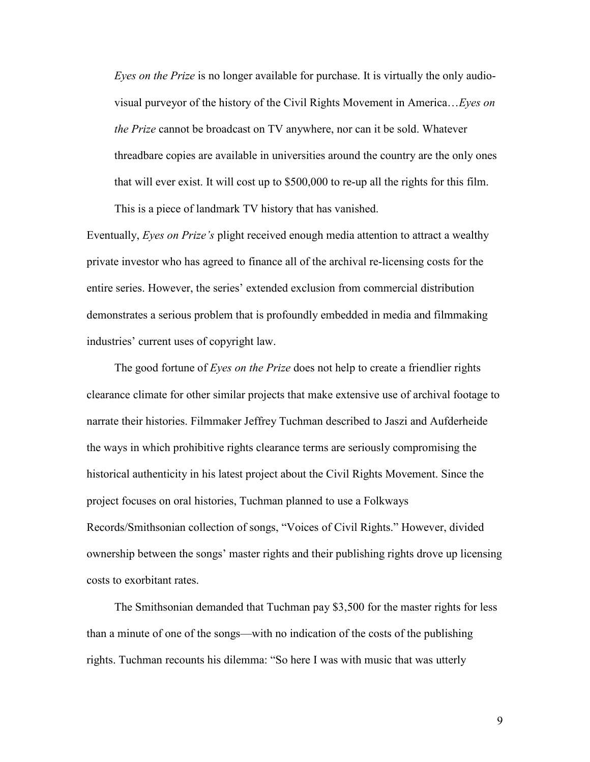> *Eyes on the Prize* is no longer available for purchase. It is virtually the only audio-visual purveyor of the history of the Civil Rights Movement in America…*Eyes on the Prize* cannot be broadcast on TV anywhere, nor can it be sold. Whatever threadbare copies are available in universities around the country are the only ones that will ever exist. It will cost up to $500,000 to re-up all the rights for this film. This is a piece of landmark TV history that has vanished.

Eventually, *Eyes on Prize's* plight received enough media attention to attract a wealthy private investor who has agreed to finance all of the archival re-licensing costs for the entire series. However, the series' extended exclusion from commercial distribution demonstrates a serious problem that is profoundly embedded in media and filmmaking industries' current uses of copyright law.

The good fortune of *Eyes on the Prize* does not help to create a friendlier rights clearance climate for other similar projects that make extensive use of archival footage to narrate their histories. Filmmaker Jeffrey Tuchman described to Jaszi and Aufderheide the ways in which prohibitive rights clearance terms are seriously compromising the historical authenticity in his latest project about the Civil Rights Movement. Since the project focuses on oral histories, Tuchman planned to use a Folkways Records/Smithsonian collection of songs, "Voices of Civil Rights." However, divided ownership between the songs' master rights and their publishing rights drove up licensing costs to exorbitant rates.

The Smithsonian demanded that Tuchman pay $3,500 for the master rights for less than a minute of one of the songs—with no indication of the costs of the publishing rights. Tuchman recounts his dilemma: "So here I was with music that was utterly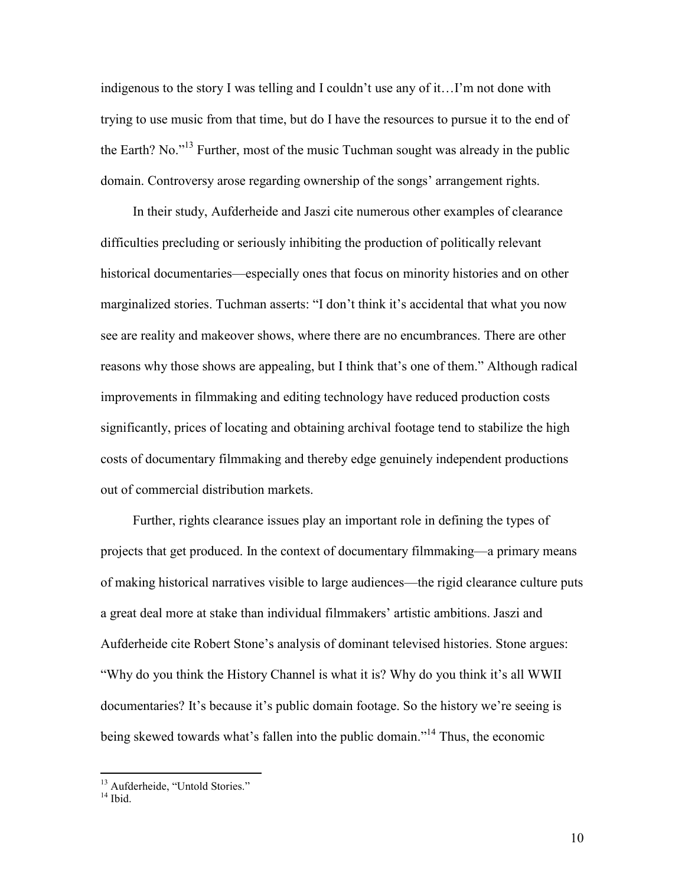indigenous to the story I was telling and I couldn't use any of it…I'm not done with trying to use music from that time, but do I have the resources to pursue it to the end of the Earth? No."[13] Further, most of the music Tuchman sought was already in the public domain. Controversy arose regarding ownership of the songs' arrangement rights.

In their study, Aufderheide and Jaszi cite numerous other examples of clearance difficulties precluding or seriously inhibiting the production of politically relevant historical documentaries—especially ones that focus on minority histories and on other marginalized stories. Tuchman asserts: "I don't think it's accidental that what you now see are reality and makeover shows, where there are no encumbrances. There are other reasons why those shows are appealing, but I think that's one of them." Although radical improvements in filmmaking and editing technology have reduced production costs significantly, prices of locating and obtaining archival footage tend to stabilize the high costs of documentary filmmaking and thereby edge genuinely independent productions out of commercial distribution markets.

Further, rights clearance issues play an important role in defining the types of projects that get produced. In the context of documentary filmmaking—a primary means of making historical narratives visible to large audiences—the rigid clearance culture puts a great deal more at stake than individual filmmakers' artistic ambitions. Jaszi and Aufderheide cite Robert Stone's analysis of dominant televised histories. Stone argues: "Why do you think the History Channel is what it is? Why do you think it's all WWII documentaries? It's because it's public domain footage. So the history we're seeing is being skewed towards what's fallen into the public domain."[14] Thus, the economic

---

[13] Aufderheide, "Untold Stories."

[14] Ibid.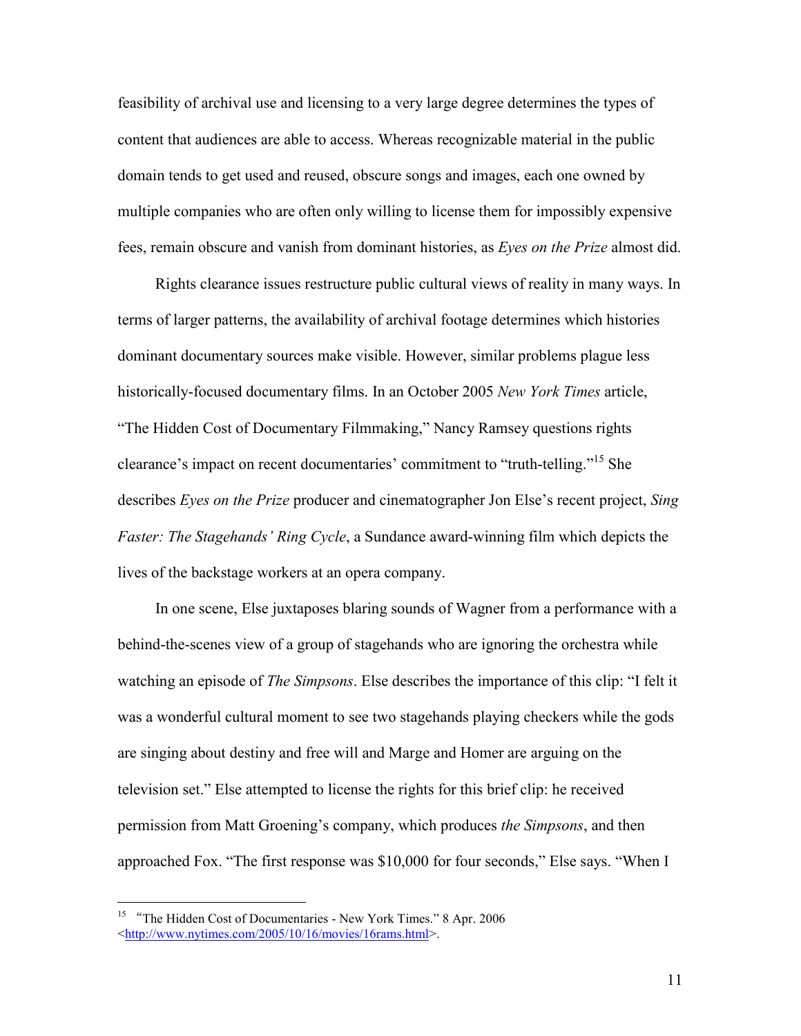feasibility of archival use and licensing to a very large degree determines the types of content that audiences are able to access. Whereas recognizable material in the public domain tends to get used and reused, obscure songs and images, each one owned by multiple companies who are often only willing to license them for impossibly expensive fees, remain obscure and vanish from dominant histories, as *Eyes on the Prize* almost did.

Rights clearance issues restructure public cultural views of reality in many ways. In terms of larger patterns, the availability of archival footage determines which histories dominant documentary sources make visible. However, similar problems plague less historically-focused documentary films. In an October 2005 *New York Times* article, "The Hidden Cost of Documentary Filmmaking," Nancy Ramsey questions rights clearance's impact on recent documentaries' commitment to "truth-telling."[15] She describes *Eyes on the Prize* producer and cinematographer Jon Else's recent project, *Sing Faster: The Stagehands' Ring Cycle*, a Sundance award-winning film which depicts the lives of the backstage workers at an opera company.

In one scene, Else juxtaposes blaring sounds of Wagner from a performance with a behind-the-scenes view of a group of stagehands who are ignoring the orchestra while watching an episode of *The Simpsons*. Else describes the importance of this clip: "I felt it was a wonderful cultural moment to see two stagehands playing checkers while the gods are singing about destiny and free will and Marge and Homer are arguing on the television set." Else attempted to license the rights for this brief clip: he received permission from Matt Groening's company, which produces *the Simpsons*, and then approached Fox. "The first response was $10,000 for four seconds," Else says. "When I

---

[15] "The Hidden Cost of Documentaries - New York Times." 8 Apr. 2006 <http://www.nytimes.com/2005/10/16/movies/16rams.html>.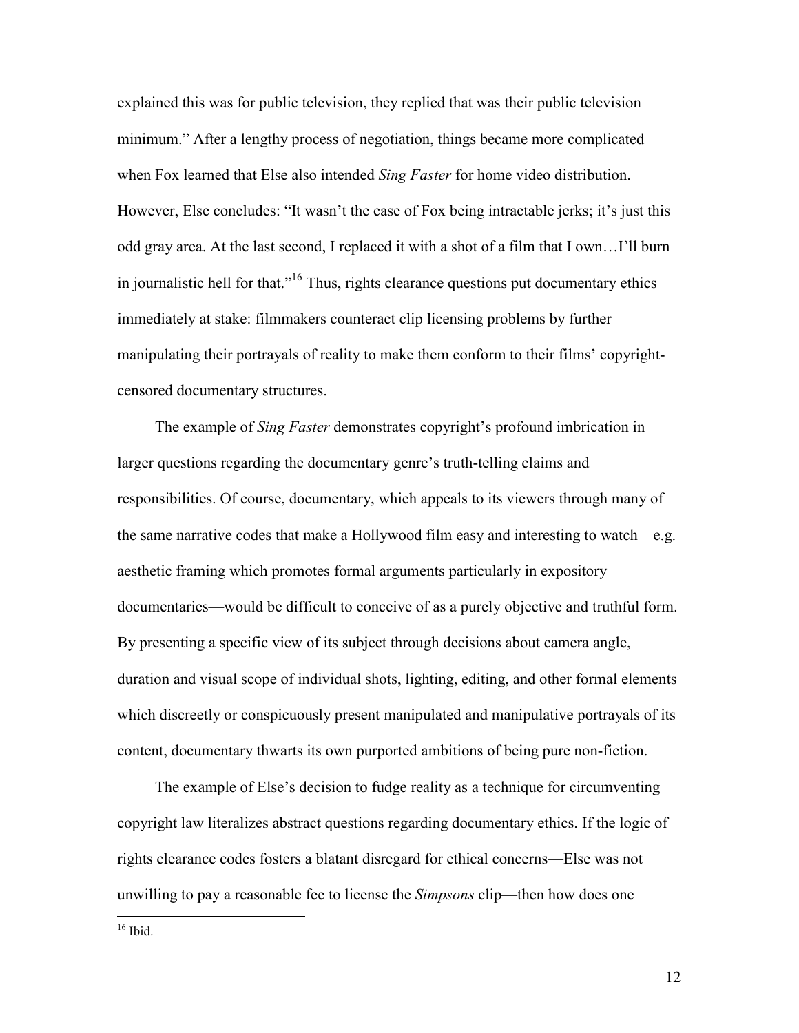explained this was for public television, they replied that was their public television minimum." After a lengthy process of negotiation, things became more complicated when Fox learned that Else also intended *Sing Faster* for home video distribution. However, Else concludes: "It wasn't the case of Fox being intractable jerks; it's just this odd gray area. At the last second, I replaced it with a shot of a film that I own…I'll burn in journalistic hell for that."[16] Thus, rights clearance questions put documentary ethics immediately at stake: filmmakers counteract clip licensing problems by further manipulating their portrayals of reality to make them conform to their films' copyright-censored documentary structures.

The example of *Sing Faster* demonstrates copyright's profound imbrication in larger questions regarding the documentary genre's truth-telling claims and responsibilities. Of course, documentary, which appeals to its viewers through many of the same narrative codes that make a Hollywood film easy and interesting to watch—e.g. aesthetic framing which promotes formal arguments particularly in expository documentaries—would be difficult to conceive of as a purely objective and truthful form. By presenting a specific view of its subject through decisions about camera angle, duration and visual scope of individual shots, lighting, editing, and other formal elements which discreetly or conspicuously present manipulated and manipulative portrayals of its content, documentary thwarts its own purported ambitions of being pure non-fiction.

The example of Else's decision to fudge reality as a technique for circumventing copyright law literalizes abstract questions regarding documentary ethics. If the logic of rights clearance codes fosters a blatant disregard for ethical concerns—Else was not unwilling to pay a reasonable fee to license the *Simpsons* clip—then how does one

[16] Ibid.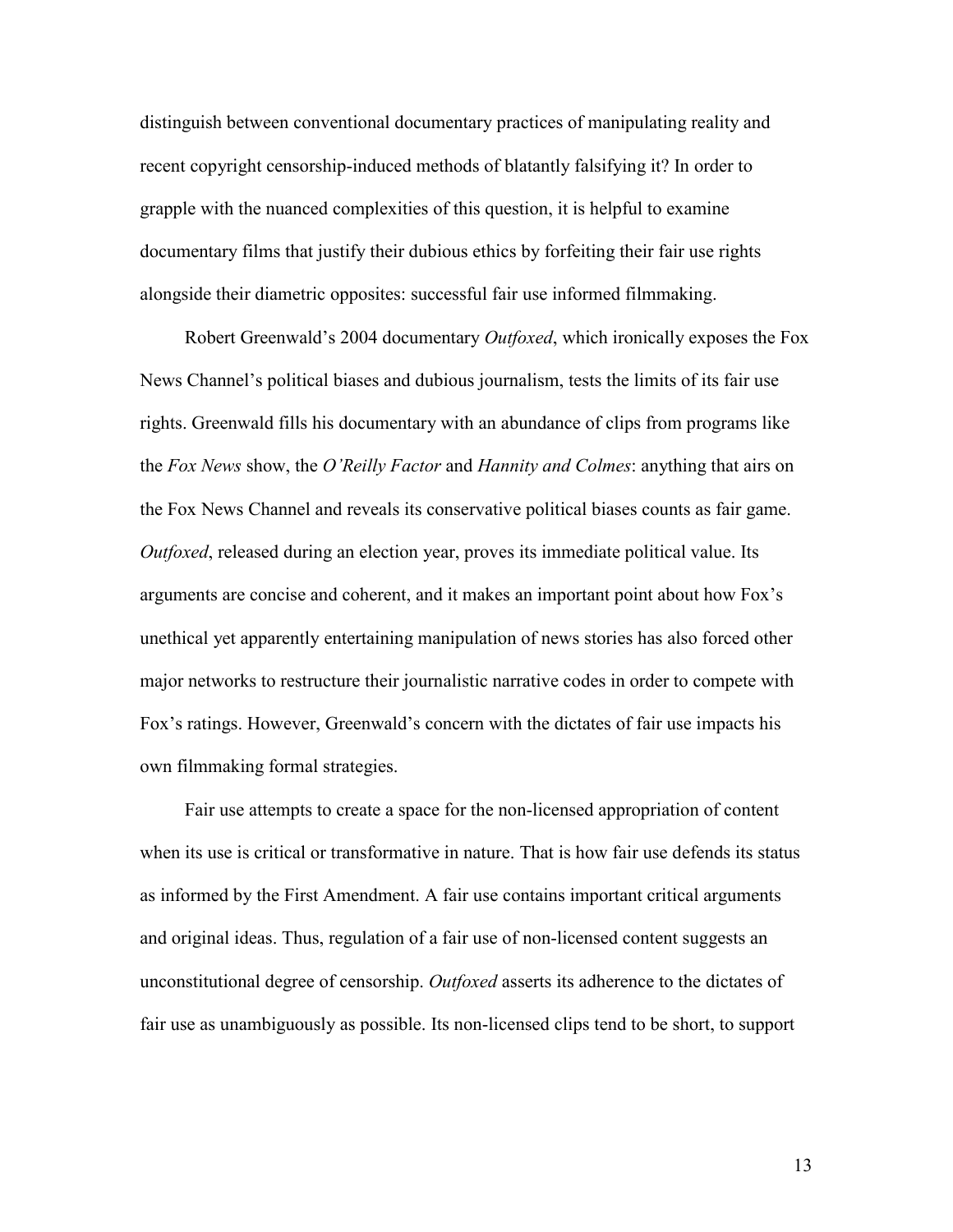distinguish between conventional documentary practices of manipulating reality and recent copyright censorship-induced methods of blatantly falsifying it? In order to grapple with the nuanced complexities of this question, it is helpful to examine documentary films that justify their dubious ethics by forfeiting their fair use rights alongside their diametric opposites: successful fair use informed filmmaking.

Robert Greenwald's 2004 documentary *Outfoxed*, which ironically exposes the Fox News Channel's political biases and dubious journalism, tests the limits of its fair use rights. Greenwald fills his documentary with an abundance of clips from programs like the *Fox News* show, the *O'Reilly Factor* and *Hannity and Colmes*: anything that airs on the Fox News Channel and reveals its conservative political biases counts as fair game. *Outfoxed*, released during an election year, proves its immediate political value. Its arguments are concise and coherent, and it makes an important point about how Fox's unethical yet apparently entertaining manipulation of news stories has also forced other major networks to restructure their journalistic narrative codes in order to compete with Fox's ratings. However, Greenwald's concern with the dictates of fair use impacts his own filmmaking formal strategies.

Fair use attempts to create a space for the non-licensed appropriation of content when its use is critical or transformative in nature. That is how fair use defends its status as informed by the First Amendment. A fair use contains important critical arguments and original ideas. Thus, regulation of a fair use of non-licensed content suggests an unconstitutional degree of censorship. *Outfoxed* asserts its adherence to the dictates of fair use as unambiguously as possible. Its non-licensed clips tend to be short, to support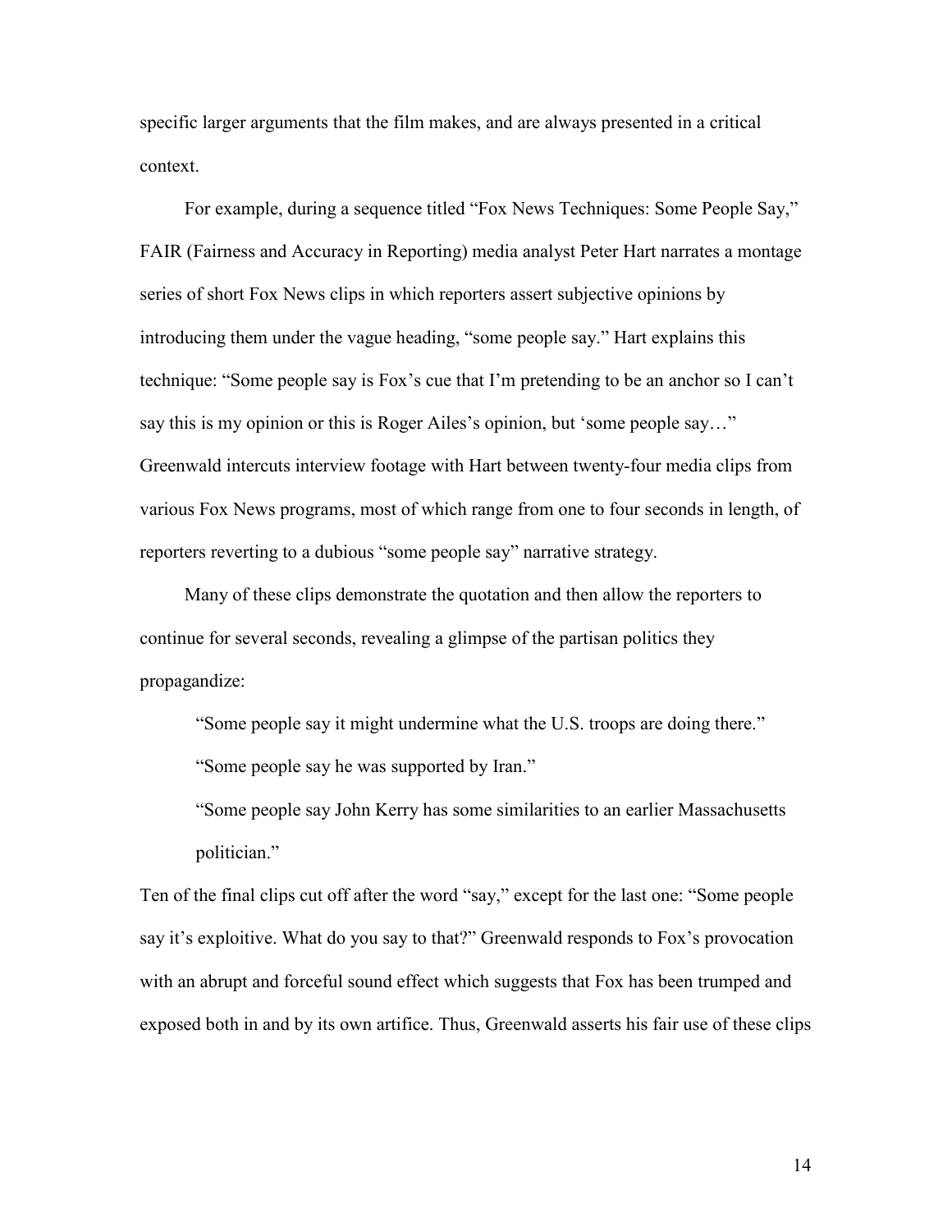specific larger arguments that the film makes, and are always presented in a critical context.

For example, during a sequence titled "Fox News Techniques: Some People Say," FAIR (Fairness and Accuracy in Reporting) media analyst Peter Hart narrates a montage series of short Fox News clips in which reporters assert subjective opinions by introducing them under the vague heading, "some people say." Hart explains this technique: "Some people say is Fox's cue that I'm pretending to be an anchor so I can't say this is my opinion or this is Roger Ailes's opinion, but 'some people say…" Greenwald intercuts interview footage with Hart between twenty-four media clips from various Fox News programs, most of which range from one to four seconds in length, of reporters reverting to a dubious "some people say" narrative strategy.

Many of these clips demonstrate the quotation and then allow the reporters to continue for several seconds, revealing a glimpse of the partisan politics they propagandize:

> "Some people say it might undermine what the U.S. troops are doing there."
>
> "Some people say he was supported by Iran."
>
> "Some people say John Kerry has some similarities to an earlier Massachusetts politician."

Ten of the final clips cut off after the word "say," except for the last one: "Some people say it's exploitive. What do you say to that?" Greenwald responds to Fox's provocation with an abrupt and forceful sound effect which suggests that Fox has been trumped and exposed both in and by its own artifice. Thus, Greenwald asserts his fair use of these clips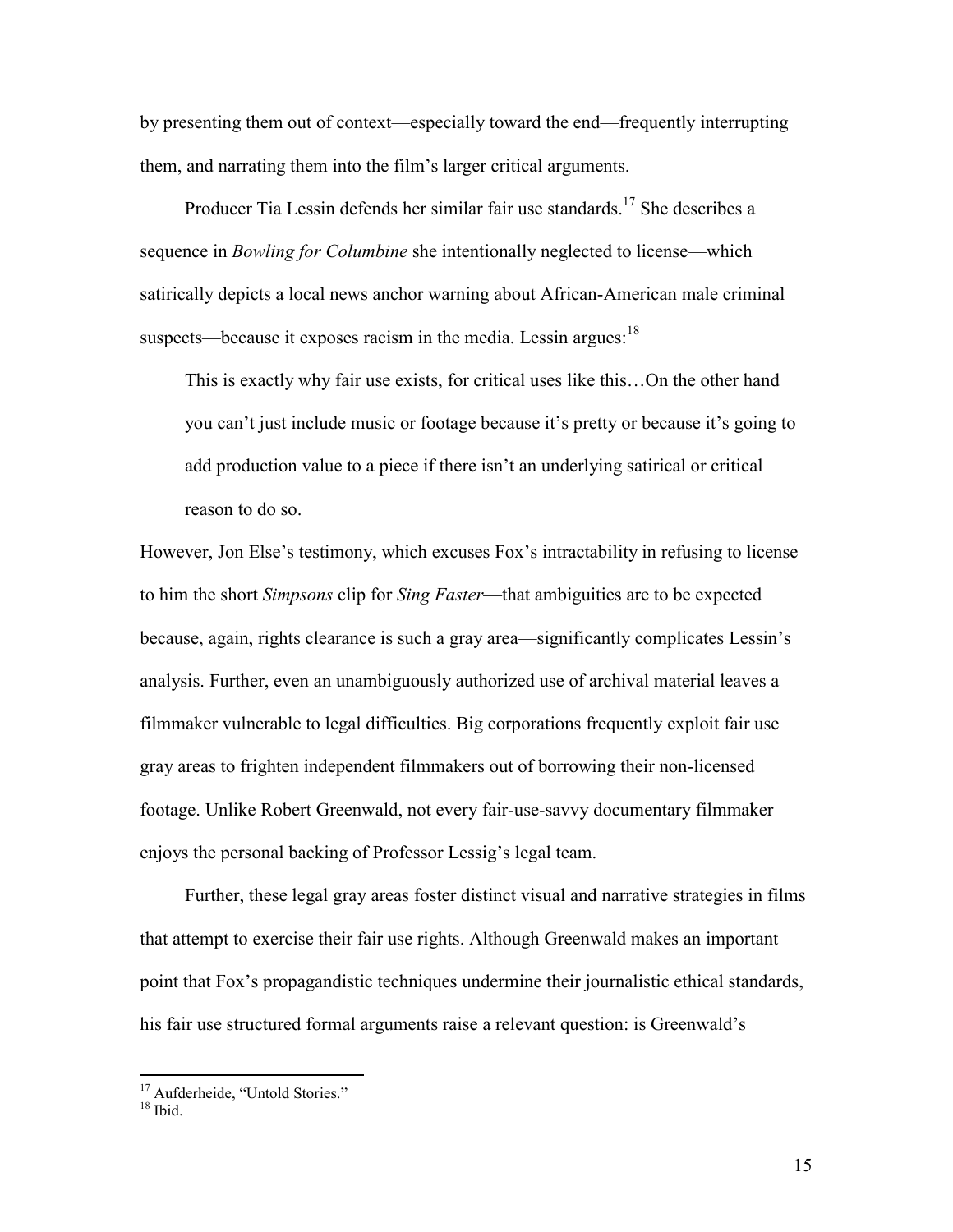by presenting them out of context—especially toward the end—frequently interrupting them, and narrating them into the film's larger critical arguments.

Producer Tia Lessin defends her similar fair use standards.[17] She describes a sequence in *Bowling for Columbine* she intentionally neglected to license—which satirically depicts a local news anchor warning about African-American male criminal suspects—because it exposes racism in the media. Lessin argues:[18]

> This is exactly why fair use exists, for critical uses like this…On the other hand you can't just include music or footage because it's pretty or because it's going to add production value to a piece if there isn't an underlying satirical or critical reason to do so.

However, Jon Else's testimony, which excuses Fox's intractability in refusing to license to him the short *Simpsons* clip for *Sing Faster*—that ambiguities are to be expected because, again, rights clearance is such a gray area—significantly complicates Lessin's analysis. Further, even an unambiguously authorized use of archival material leaves a filmmaker vulnerable to legal difficulties. Big corporations frequently exploit fair use gray areas to frighten independent filmmakers out of borrowing their non-licensed footage. Unlike Robert Greenwald, not every fair-use-savvy documentary filmmaker enjoys the personal backing of Professor Lessig's legal team.

Further, these legal gray areas foster distinct visual and narrative strategies in films that attempt to exercise their fair use rights. Although Greenwald makes an important point that Fox's propagandistic techniques undermine their journalistic ethical standards, his fair use structured formal arguments raise a relevant question: is Greenwald's

---

[17] Aufderheide, "Untold Stories."

[18] Ibid.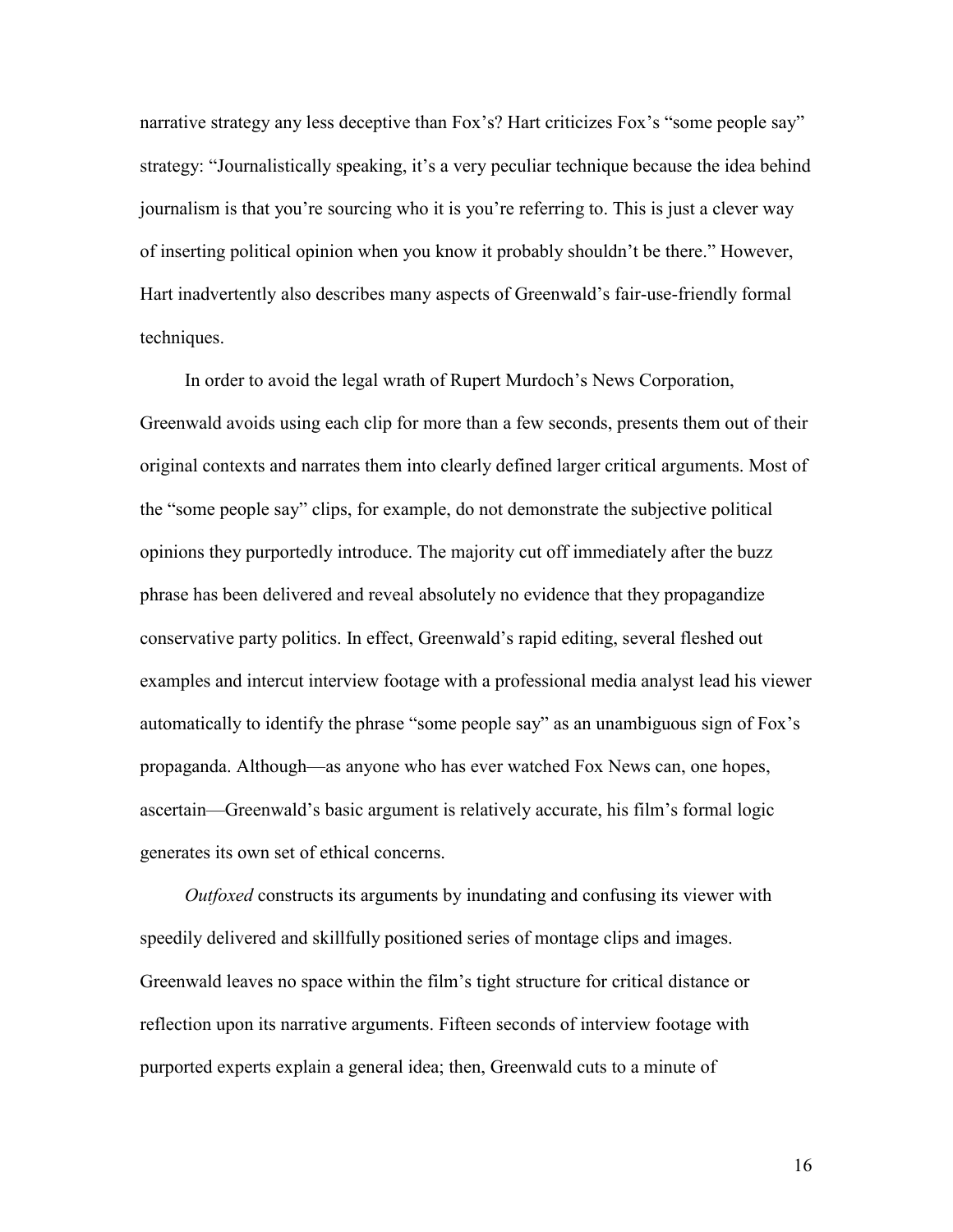narrative strategy any less deceptive than Fox's? Hart criticizes Fox's "some people say" strategy: "Journalistically speaking, it's a very peculiar technique because the idea behind journalism is that you're sourcing who it is you're referring to. This is just a clever way of inserting political opinion when you know it probably shouldn't be there." However, Hart inadvertently also describes many aspects of Greenwald's fair-use-friendly formal techniques.

In order to avoid the legal wrath of Rupert Murdoch's News Corporation, Greenwald avoids using each clip for more than a few seconds, presents them out of their original contexts and narrates them into clearly defined larger critical arguments. Most of the "some people say" clips, for example, do not demonstrate the subjective political opinions they purportedly introduce. The majority cut off immediately after the buzz phrase has been delivered and reveal absolutely no evidence that they propagandize conservative party politics. In effect, Greenwald's rapid editing, several fleshed out examples and intercut interview footage with a professional media analyst lead his viewer automatically to identify the phrase "some people say" as an unambiguous sign of Fox's propaganda. Although—as anyone who has ever watched Fox News can, one hopes, ascertain—Greenwald's basic argument is relatively accurate, his film's formal logic generates its own set of ethical concerns.

*Outfoxed* constructs its arguments by inundating and confusing its viewer with speedily delivered and skillfully positioned series of montage clips and images. Greenwald leaves no space within the film's tight structure for critical distance or reflection upon its narrative arguments. Fifteen seconds of interview footage with purported experts explain a general idea; then, Greenwald cuts to a minute of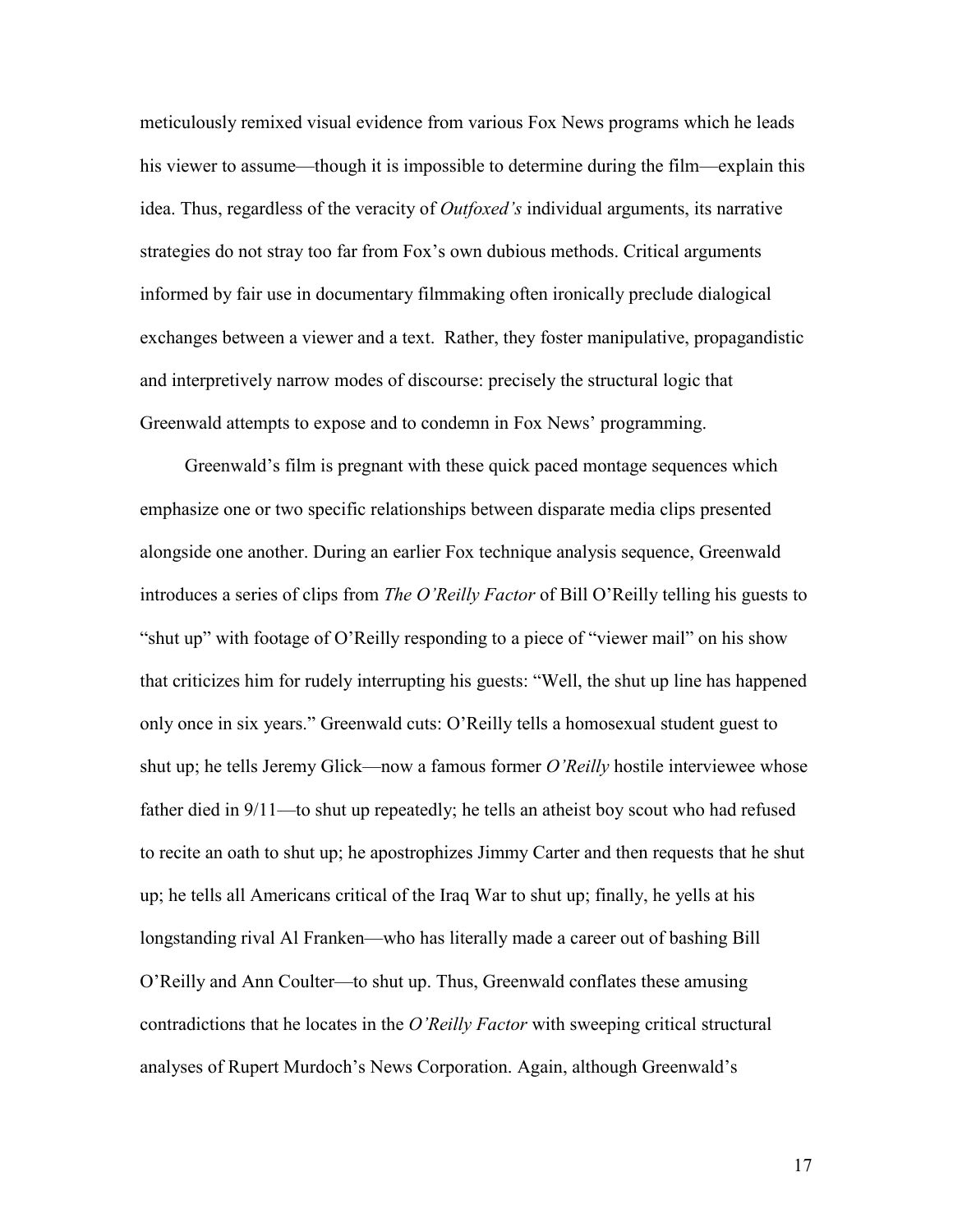meticulously remixed visual evidence from various Fox News programs which he leads his viewer to assume—though it is impossible to determine during the film—explain this idea. Thus, regardless of the veracity of *Outfoxed's* individual arguments, its narrative strategies do not stray too far from Fox's own dubious methods. Critical arguments informed by fair use in documentary filmmaking often ironically preclude dialogical exchanges between a viewer and a text. Rather, they foster manipulative, propagandistic and interpretively narrow modes of discourse: precisely the structural logic that Greenwald attempts to expose and to condemn in Fox News' programming.

Greenwald's film is pregnant with these quick paced montage sequences which emphasize one or two specific relationships between disparate media clips presented alongside one another. During an earlier Fox technique analysis sequence, Greenwald introduces a series of clips from *The O'Reilly Factor* of Bill O'Reilly telling his guests to "shut up" with footage of O'Reilly responding to a piece of "viewer mail" on his show that criticizes him for rudely interrupting his guests: "Well, the shut up line has happened only once in six years." Greenwald cuts: O'Reilly tells a homosexual student guest to shut up; he tells Jeremy Glick—now a famous former *O'Reilly* hostile interviewee whose father died in 9/11—to shut up repeatedly; he tells an atheist boy scout who had refused to recite an oath to shut up; he apostrophizes Jimmy Carter and then requests that he shut up; he tells all Americans critical of the Iraq War to shut up; finally, he yells at his longstanding rival Al Franken—who has literally made a career out of bashing Bill O'Reilly and Ann Coulter—to shut up. Thus, Greenwald conflates these amusing contradictions that he locates in the *O'Reilly Factor* with sweeping critical structural analyses of Rupert Murdoch's News Corporation. Again, although Greenwald's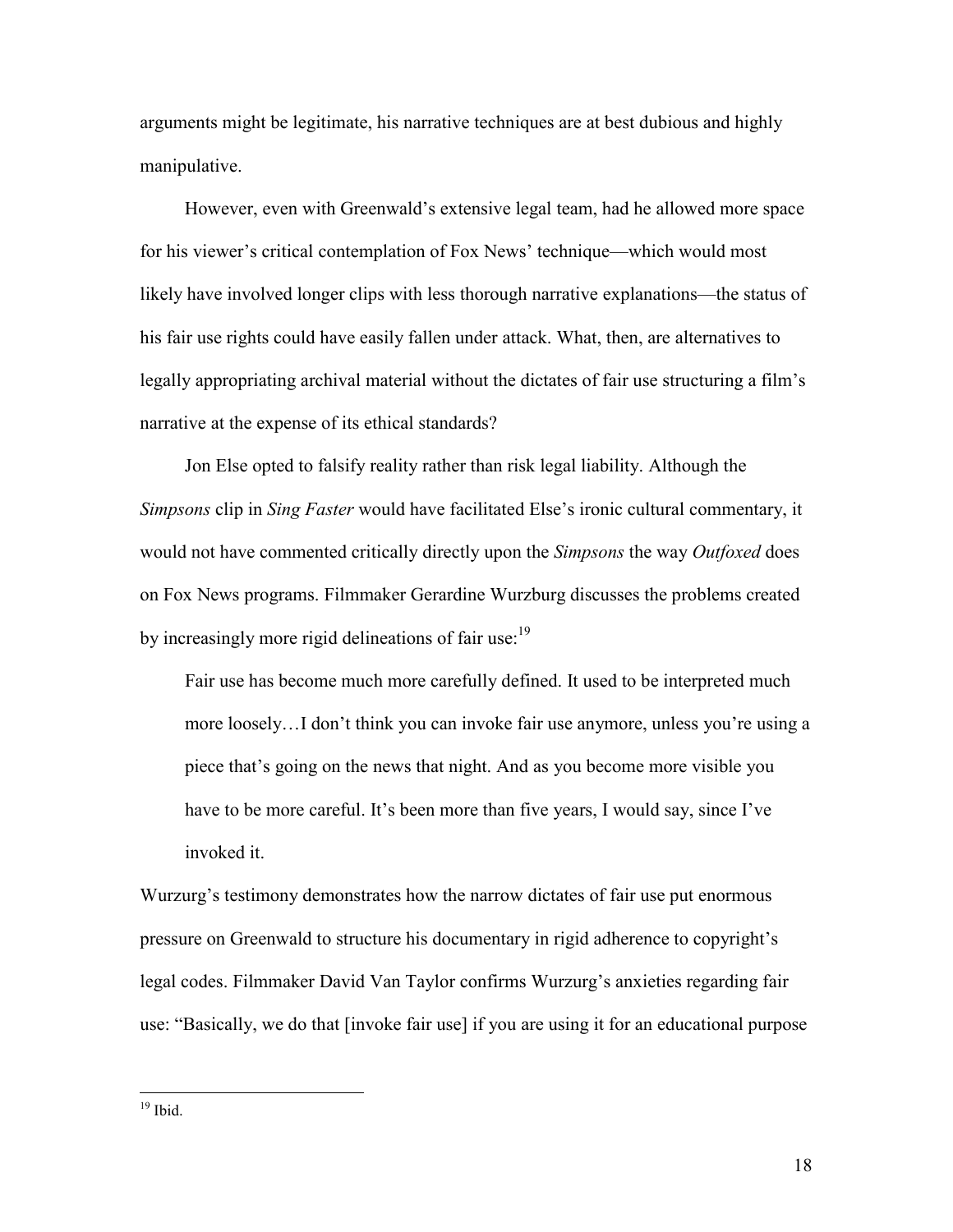arguments might be legitimate, his narrative techniques are at best dubious and highly manipulative.

However, even with Greenwald's extensive legal team, had he allowed more space for his viewer's critical contemplation of Fox News' technique—which would most likely have involved longer clips with less thorough narrative explanations—the status of his fair use rights could have easily fallen under attack. What, then, are alternatives to legally appropriating archival material without the dictates of fair use structuring a film's narrative at the expense of its ethical standards?

Jon Else opted to falsify reality rather than risk legal liability. Although the *Simpsons* clip in *Sing Faster* would have facilitated Else's ironic cultural commentary, it would not have commented critically directly upon the *Simpsons* the way *Outfoxed* does on Fox News programs. Filmmaker Gerardine Wurzburg discusses the problems created by increasingly more rigid delineations of fair use:[19]

> Fair use has become much more carefully defined. It used to be interpreted much more loosely…I don't think you can invoke fair use anymore, unless you're using a piece that's going on the news that night. And as you become more visible you have to be more careful. It's been more than five years, I would say, since I've invoked it.

Wurzurg's testimony demonstrates how the narrow dictates of fair use put enormous pressure on Greenwald to structure his documentary in rigid adherence to copyright's legal codes. Filmmaker David Van Taylor confirms Wurzurg's anxieties regarding fair use: "Basically, we do that [invoke fair use] if you are using it for an educational purpose

---

[19] Ibid.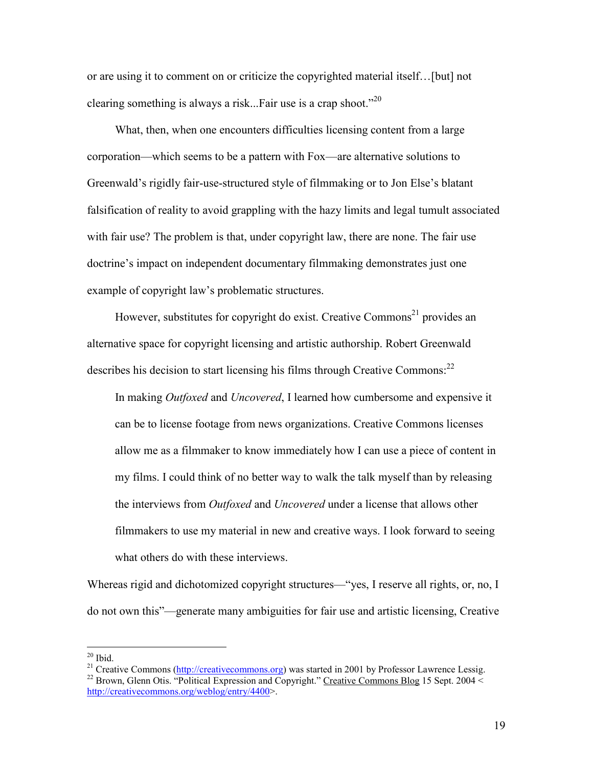or are using it to comment on or criticize the copyrighted material itself…[but] not clearing something is always a risk...Fair use is a crap shoot."[20]

What, then, when one encounters difficulties licensing content from a large corporation—which seems to be a pattern with Fox—are alternative solutions to Greenwald's rigidly fair-use-structured style of filmmaking or to Jon Else's blatant falsification of reality to avoid grappling with the hazy limits and legal tumult associated with fair use? The problem is that, under copyright law, there are none. The fair use doctrine's impact on independent documentary filmmaking demonstrates just one example of copyright law's problematic structures.

However, substitutes for copyright do exist. Creative Commons[21] provides an alternative space for copyright licensing and artistic authorship. Robert Greenwald describes his decision to start licensing his films through Creative Commons:[22]

> In making *Outfoxed* and *Uncovered*, I learned how cumbersome and expensive it can be to license footage from news organizations. Creative Commons licenses allow me as a filmmaker to know immediately how I can use a piece of content in my films. I could think of no better way to walk the talk myself than by releasing the interviews from *Outfoxed* and *Uncovered* under a license that allows other filmmakers to use my material in new and creative ways. I look forward to seeing what others do with these interviews.

Whereas rigid and dichotomized copyright structures—"yes, I reserve all rights, or, no, I do not own this"—generate many ambiguities for fair use and artistic licensing, Creative

---

[20] Ibid.

[21] Creative Commons (http://creativecommons.org) was started in 2001 by Professor Lawrence Lessig.

[22] Brown, Glenn Otis. "Political Expression and Copyright." Creative Commons Blog 15 Sept. 2004 <http://creativecommons.org/weblog/entry/4400>.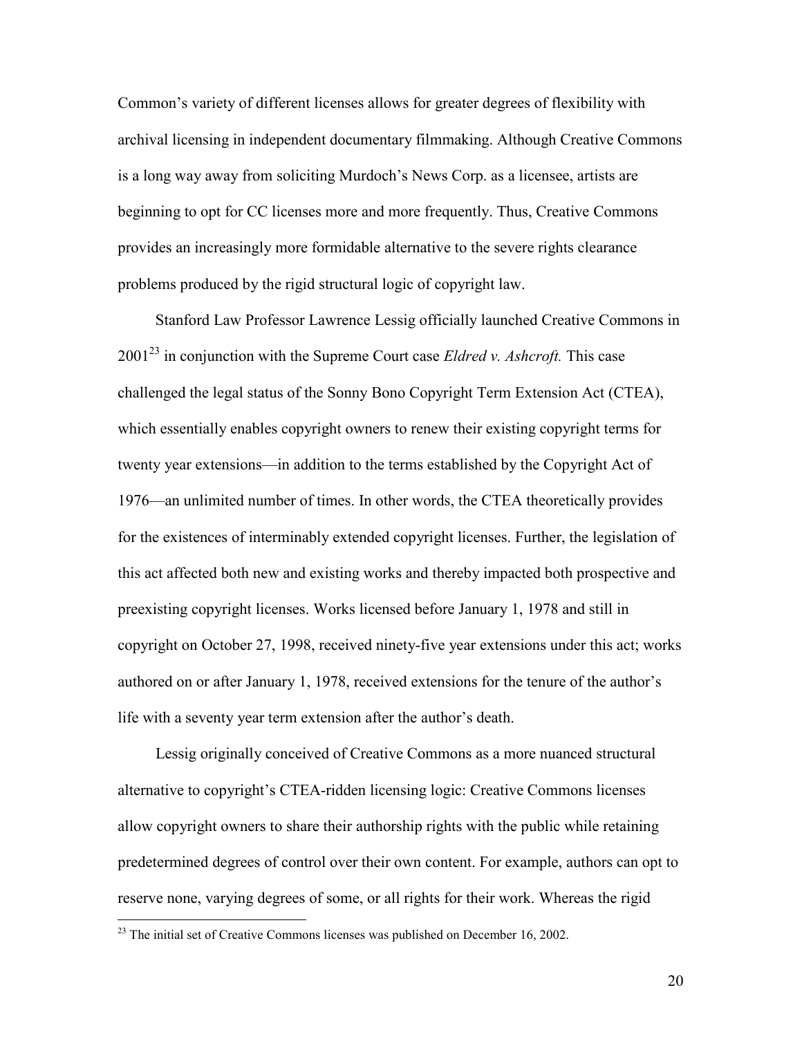Common's variety of different licenses allows for greater degrees of flexibility with archival licensing in independent documentary filmmaking. Although Creative Commons is a long way away from soliciting Murdoch's News Corp. as a licensee, artists are beginning to opt for CC licenses more and more frequently. Thus, Creative Commons provides an increasingly more formidable alternative to the severe rights clearance problems produced by the rigid structural logic of copyright law.

Stanford Law Professor Lawrence Lessig officially launched Creative Commons in 2001[23] in conjunction with the Supreme Court case *Eldred v. Ashcroft.* This case challenged the legal status of the Sonny Bono Copyright Term Extension Act (CTEA), which essentially enables copyright owners to renew their existing copyright terms for twenty year extensions—in addition to the terms established by the Copyright Act of 1976—an unlimited number of times. In other words, the CTEA theoretically provides for the existences of interminably extended copyright licenses. Further, the legislation of this act affected both new and existing works and thereby impacted both prospective and preexisting copyright licenses. Works licensed before January 1, 1978 and still in copyright on October 27, 1998, received ninety-five year extensions under this act; works authored on or after January 1, 1978, received extensions for the tenure of the author's life with a seventy year term extension after the author's death.

Lessig originally conceived of Creative Commons as a more nuanced structural alternative to copyright's CTEA-ridden licensing logic: Creative Commons licenses allow copyright owners to share their authorship rights with the public while retaining predetermined degrees of control over their own content. For example, authors can opt to reserve none, varying degrees of some, or all rights for their work. Whereas the rigid

[23] The initial set of Creative Commons licenses was published on December 16, 2002.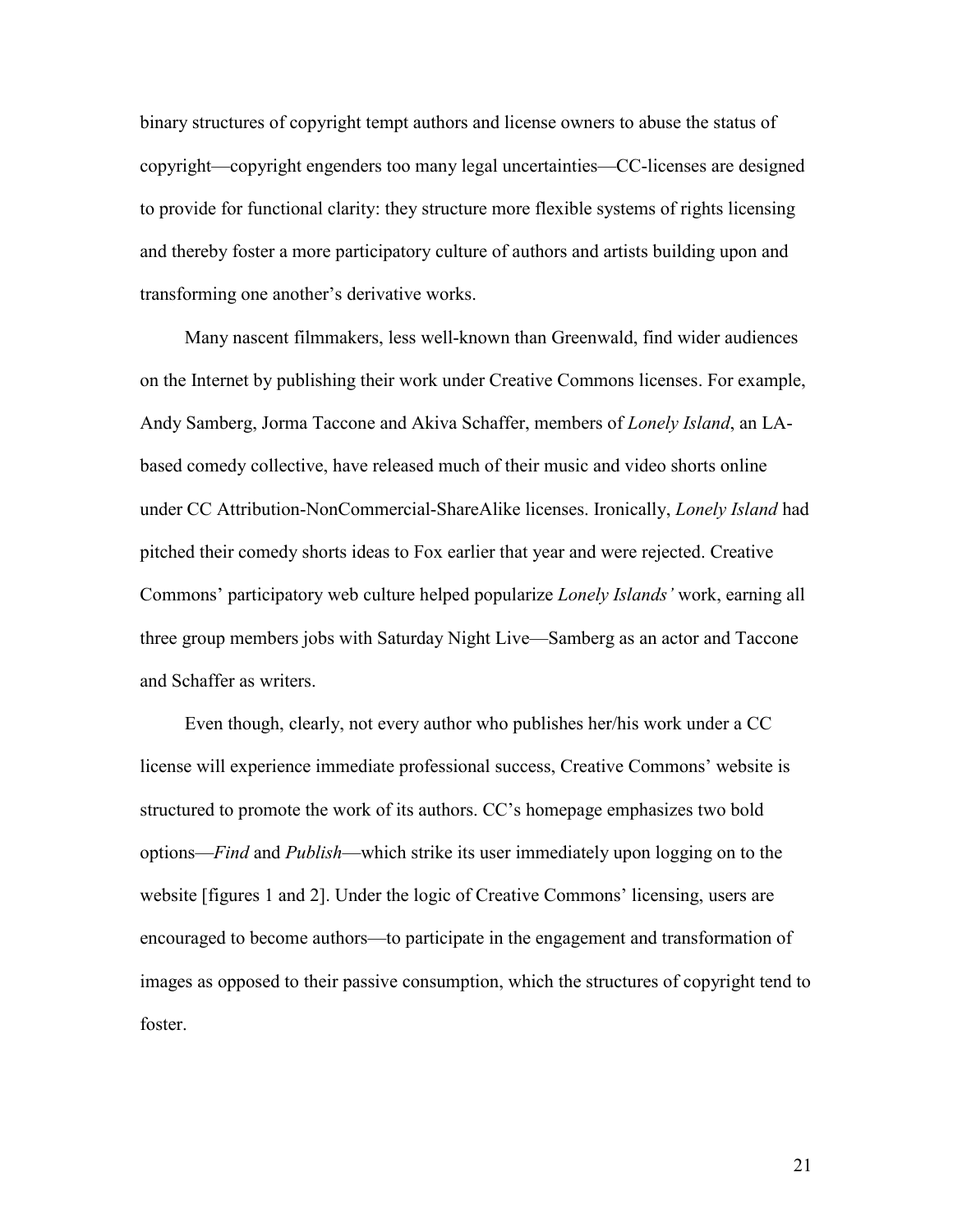binary structures of copyright tempt authors and license owners to abuse the status of copyright—copyright engenders too many legal uncertainties—CC-licenses are designed to provide for functional clarity: they structure more flexible systems of rights licensing and thereby foster a more participatory culture of authors and artists building upon and transforming one another's derivative works.

Many nascent filmmakers, less well-known than Greenwald, find wider audiences on the Internet by publishing their work under Creative Commons licenses. For example, Andy Samberg, Jorma Taccone and Akiva Schaffer, members of *Lonely Island*, an LA-based comedy collective, have released much of their music and video shorts online under CC Attribution-NonCommercial-ShareAlike licenses. Ironically, *Lonely Island* had pitched their comedy shorts ideas to Fox earlier that year and were rejected. Creative Commons' participatory web culture helped popularize *Lonely Islands'* work, earning all three group members jobs with Saturday Night Live—Samberg as an actor and Taccone and Schaffer as writers.

Even though, clearly, not every author who publishes her/his work under a CC license will experience immediate professional success, Creative Commons' website is structured to promote the work of its authors. CC's homepage emphasizes two bold options—*Find* and *Publish*—which strike its user immediately upon logging on to the website [figures 1 and 2]. Under the logic of Creative Commons' licensing, users are encouraged to become authors—to participate in the engagement and transformation of images as opposed to their passive consumption, which the structures of copyright tend to foster.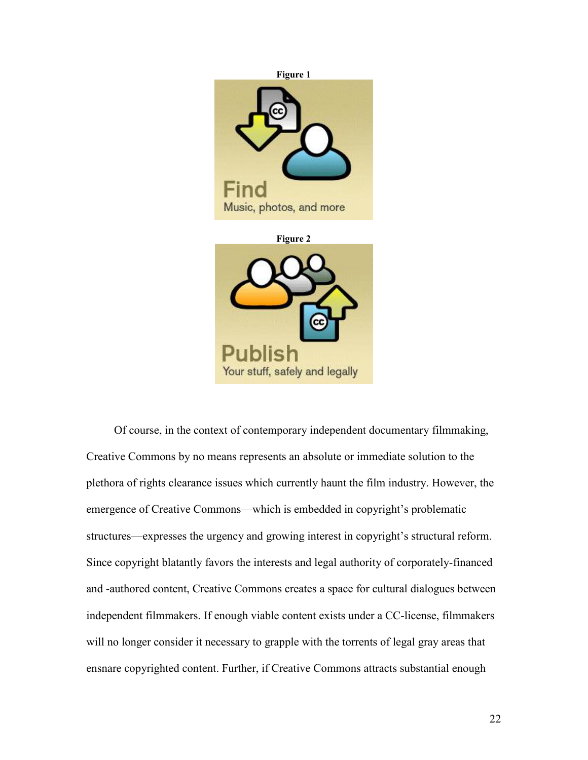**Figure 1**

Find

Music, photos, and more

**Figure 2**

Publish

Your stuff, safely and legally

Of course, in the context of contemporary independent documentary filmmaking, Creative Commons by no means represents an absolute or immediate solution to the plethora of rights clearance issues which currently haunt the film industry. However, the emergence of Creative Commons—which is embedded in copyright's problematic structures—expresses the urgency and growing interest in copyright's structural reform. Since copyright blatantly favors the interests and legal authority of corporately-financed and -authored content, Creative Commons creates a space for cultural dialogues between independent filmmakers. If enough viable content exists under a CC-license, filmmakers will no longer consider it necessary to grapple with the torrents of legal gray areas that ensnare copyrighted content. Further, if Creative Commons attracts substantial enough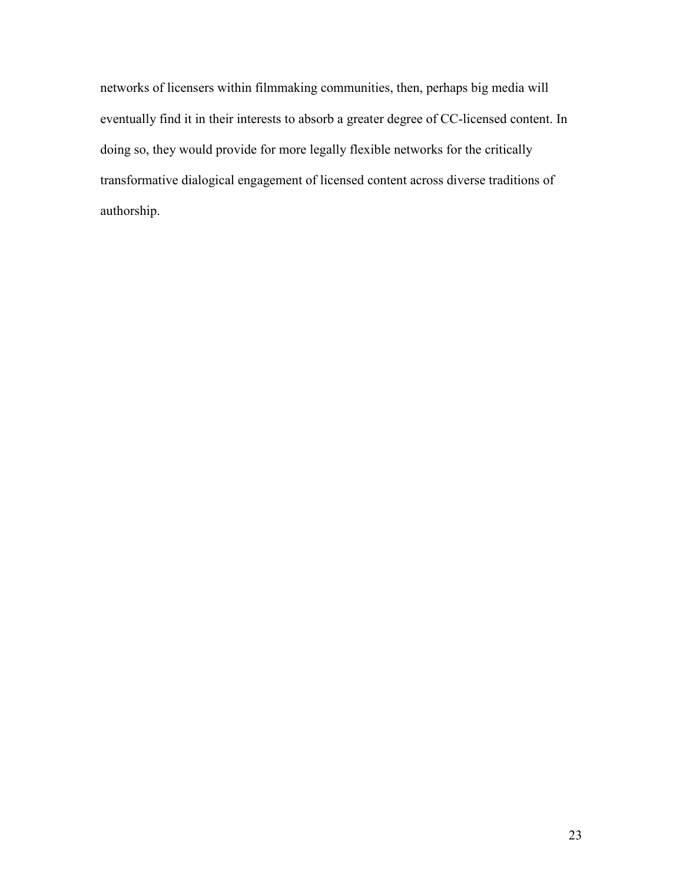networks of licensers within filmmaking communities, then, perhaps big media will eventually find it in their interests to absorb a greater degree of CC-licensed content. In doing so, they would provide for more legally flexible networks for the critically transformative dialogical engagement of licensed content across diverse traditions of authorship.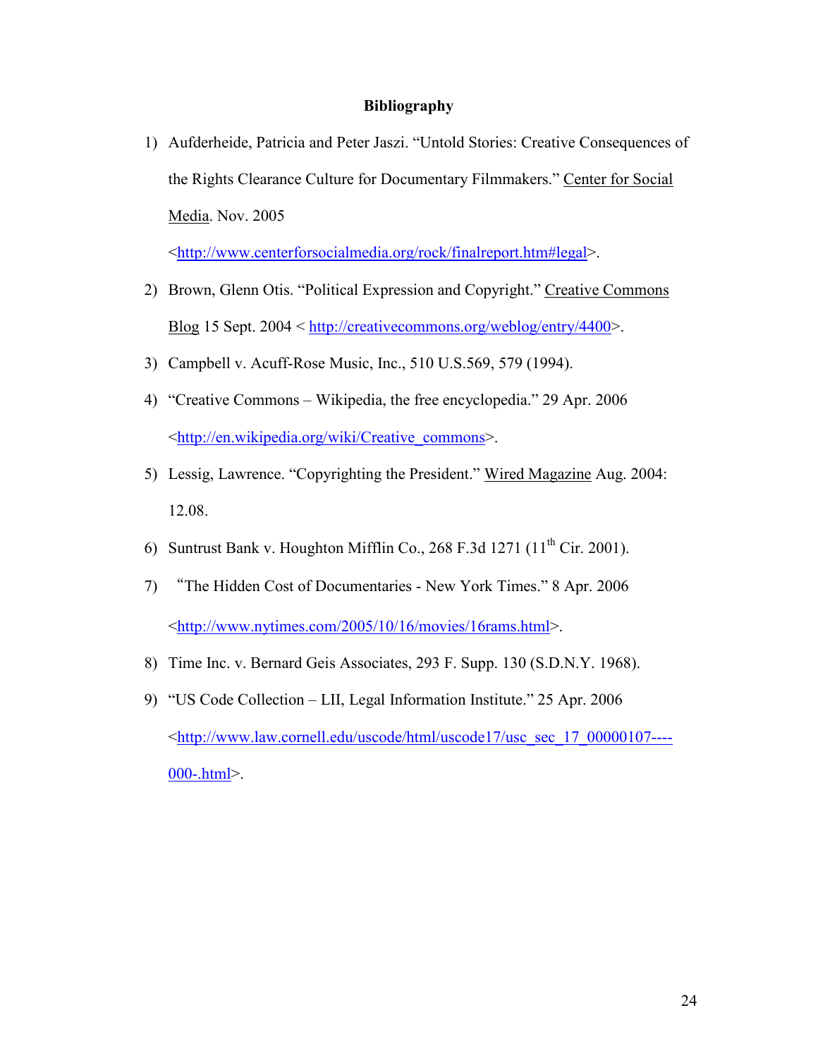## Bibliography

1) Aufderheide, Patricia and Peter Jaszi. "Untold Stories: Creative Consequences of the Rights Clearance Culture for Documentary Filmmakers." Center for Social Media. Nov. 2005 <http://www.centerforsocialmedia.org/rock/finalreport.htm#legal>.

2) Brown, Glenn Otis. "Political Expression and Copyright." Creative Commons Blog 15 Sept. 2004 < http://creativecommons.org/weblog/entry/4400>.

3) Campbell v. Acuff-Rose Music, Inc., 510 U.S.569, 579 (1994).

4) "Creative Commons – Wikipedia, the free encyclopedia." 29 Apr. 2006 <http://en.wikipedia.org/wiki/Creative_commons>.

5) Lessig, Lawrence. "Copyrighting the President." Wired Magazine Aug. 2004: 12.08.

6) Suntrust Bank v. Houghton Mifflin Co., 268 F.3d 1271 (11th Cir. 2001).

7) "The Hidden Cost of Documentaries - New York Times." 8 Apr. 2006 <http://www.nytimes.com/2005/10/16/movies/16rams.html>.

8) Time Inc. v. Bernard Geis Associates, 293 F. Supp. 130 (S.D.N.Y. 1968).

9) "US Code Collection – LII, Legal Information Institute." 25 Apr. 2006 <http://www.law.cornell.edu/uscode/html/uscode17/usc_sec_17_00000107----000-.html>.